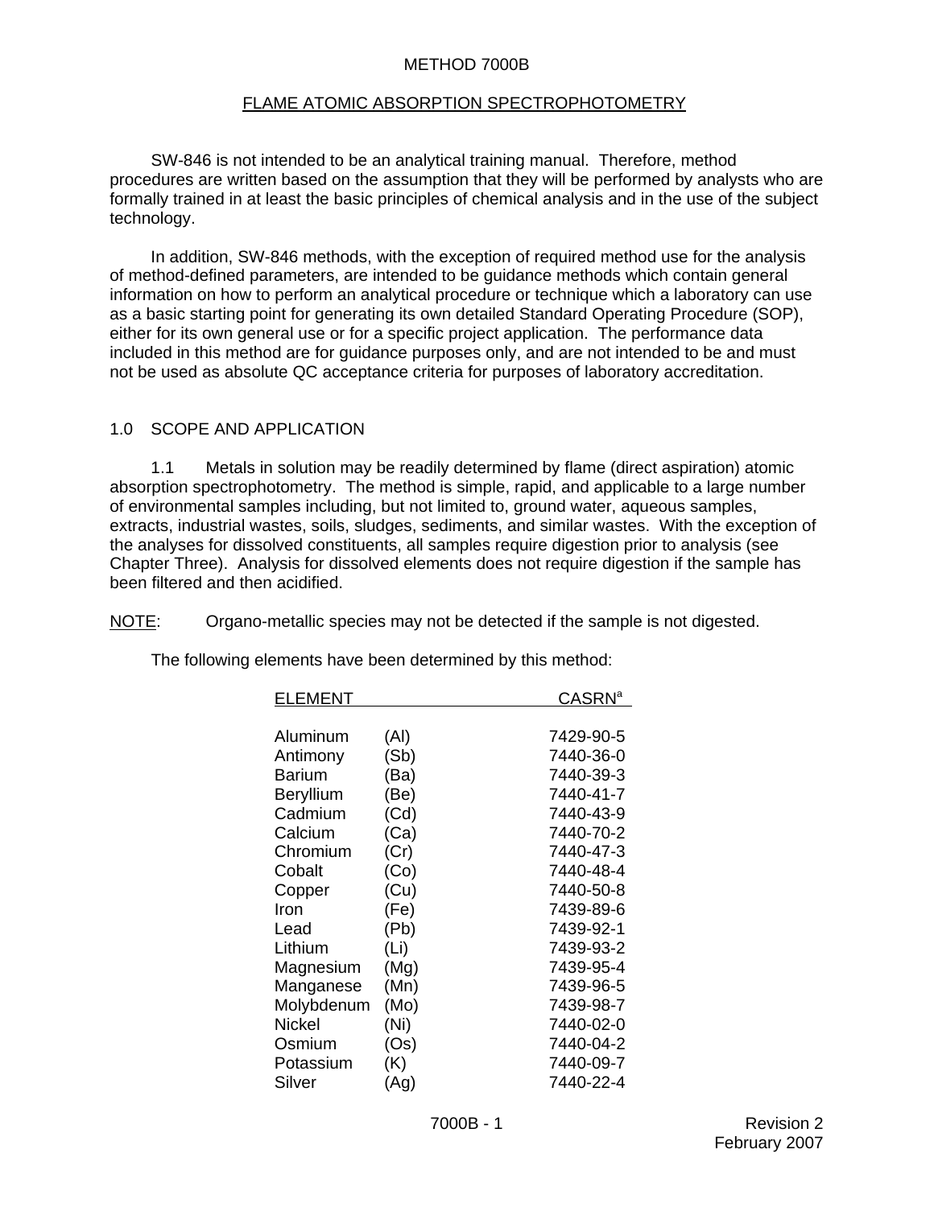# METHOD 7000B

## FLAME ATOMIC ABSORPTION SPECTROPHOTOMETRY

SW-846 is not intended to be an analytical training manual. Therefore, method procedures are written based on the assumption that they will be performed by analysts who are formally trained in at least the basic principles of chemical analysis and in the use of the subject technology.

In addition, SW-846 methods, with the exception of required method use for the analysis of method-defined parameters, are intended to be guidance methods which contain general information on how to perform an analytical procedure or technique which a laboratory can use as a basic starting point for generating its own detailed Standard Operating Procedure (SOP), either for its own general use or for a specific project application. The performance data included in this method are for guidance purposes only, and are not intended to be and must not be used as absolute QC acceptance criteria for purposes of laboratory accreditation.

## 1.0 SCOPE AND APPLICATION

1.1 Metals in solution may be readily determined by flame (direct aspiration) atomic absorption spectrophotometry. The method is simple, rapid, and applicable to a large number of environmental samples including, but not limited to, ground water, aqueous samples, extracts, industrial wastes, soils, sludges, sediments, and similar wastes. With the exception of the analyses for dissolved constituents, all samples require digestion prior to analysis (see Chapter Three). Analysis for dissolved elements does not require digestion if the sample has been filtered and then acidified.

NOTE: Organo-metallic species may not be detected if the sample is not digested.

The following elements have been determined by this method:

| ELEMENT | | CASRN[a] |
|---|---|---|
| Aluminum | (Al) | 7429-90-5 |
| Antimony | (Sb) | 7440-36-0 |
| Barium | (Ba) | 7440-39-3 |
| Beryllium | (Be) | 7440-41-7 |
| Cadmium | (Cd) | 7440-43-9 |
| Calcium | (Ca) | 7440-70-2 |
| Chromium | (Cr) | 7440-47-3 |
| Cobalt | (Co) | 7440-48-4 |
| Copper | (Cu) | 7440-50-8 |
| Iron | (Fe) | 7439-89-6 |
| Lead | (Pb) | 7439-92-1 |
| Lithium | (Li) | 7439-93-2 |
| Magnesium | (Mg) | 7439-95-4 |
| Manganese | (Mn) | 7439-96-5 |
| Molybdenum | (Mo) | 7439-98-7 |
| Nickel | (Ni) | 7440-02-0 |
| Osmium | (Os) | 7440-04-2 |
| Potassium | (K) | 7440-09-7 |
| Silver | (Ag) | 7440-22-4 |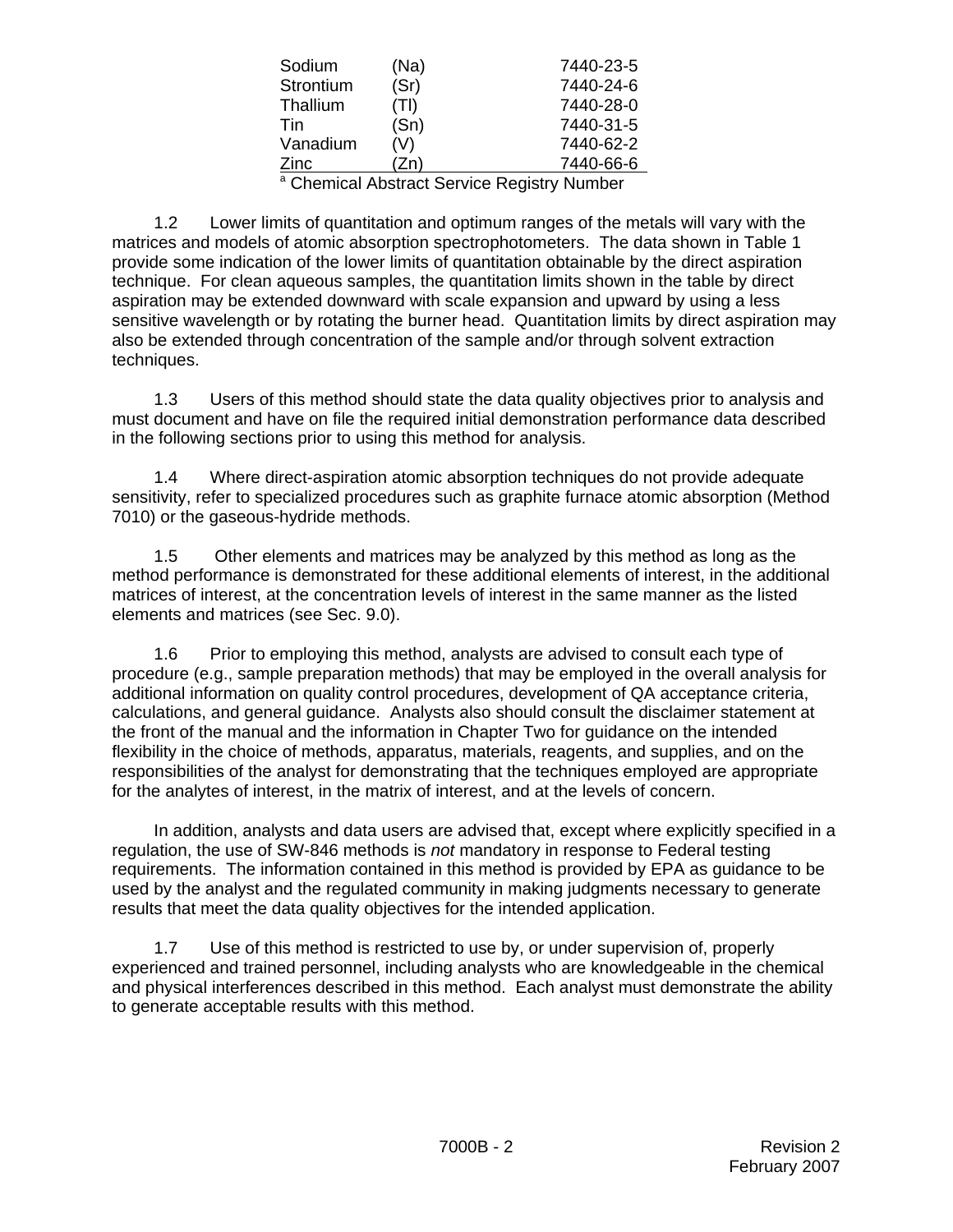| | | |
|---|---|---|
| Sodium | (Na) | 7440-23-5 |
| Strontium | (Sr) | 7440-24-6 |
| Thallium | (Tl) | 7440-28-0 |
| Tin | (Sn) | 7440-31-5 |
| Vanadium | (V) | 7440-62-2 |
| Zinc | (Zn) | 7440-66-6 |

[a] Chemical Abstract Service Registry Number

1.2 Lower limits of quantitation and optimum ranges of the metals will vary with the matrices and models of atomic absorption spectrophotometers. The data shown in Table 1 provide some indication of the lower limits of quantitation obtainable by the direct aspiration technique. For clean aqueous samples, the quantitation limits shown in the table by direct aspiration may be extended downward with scale expansion and upward by using a less sensitive wavelength or by rotating the burner head. Quantitation limits by direct aspiration may also be extended through concentration of the sample and/or through solvent extraction techniques.

1.3 Users of this method should state the data quality objectives prior to analysis and must document and have on file the required initial demonstration performance data described in the following sections prior to using this method for analysis.

1.4 Where direct-aspiration atomic absorption techniques do not provide adequate sensitivity, refer to specialized procedures such as graphite furnace atomic absorption (Method 7010) or the gaseous-hydride methods.

1.5 Other elements and matrices may be analyzed by this method as long as the method performance is demonstrated for these additional elements of interest, in the additional matrices of interest, at the concentration levels of interest in the same manner as the listed elements and matrices (see Sec. 9.0).

1.6 Prior to employing this method, analysts are advised to consult each type of procedure (e.g., sample preparation methods) that may be employed in the overall analysis for additional information on quality control procedures, development of QA acceptance criteria, calculations, and general guidance. Analysts also should consult the disclaimer statement at the front of the manual and the information in Chapter Two for guidance on the intended flexibility in the choice of methods, apparatus, materials, reagents, and supplies, and on the responsibilities of the analyst for demonstrating that the techniques employed are appropriate for the analytes of interest, in the matrix of interest, and at the levels of concern.

In addition, analysts and data users are advised that, except where explicitly specified in a regulation, the use of SW-846 methods is *not* mandatory in response to Federal testing requirements. The information contained in this method is provided by EPA as guidance to be used by the analyst and the regulated community in making judgments necessary to generate results that meet the data quality objectives for the intended application.

1.7 Use of this method is restricted to use by, or under supervision of, properly experienced and trained personnel, including analysts who are knowledgeable in the chemical and physical interferences described in this method. Each analyst must demonstrate the ability to generate acceptable results with this method.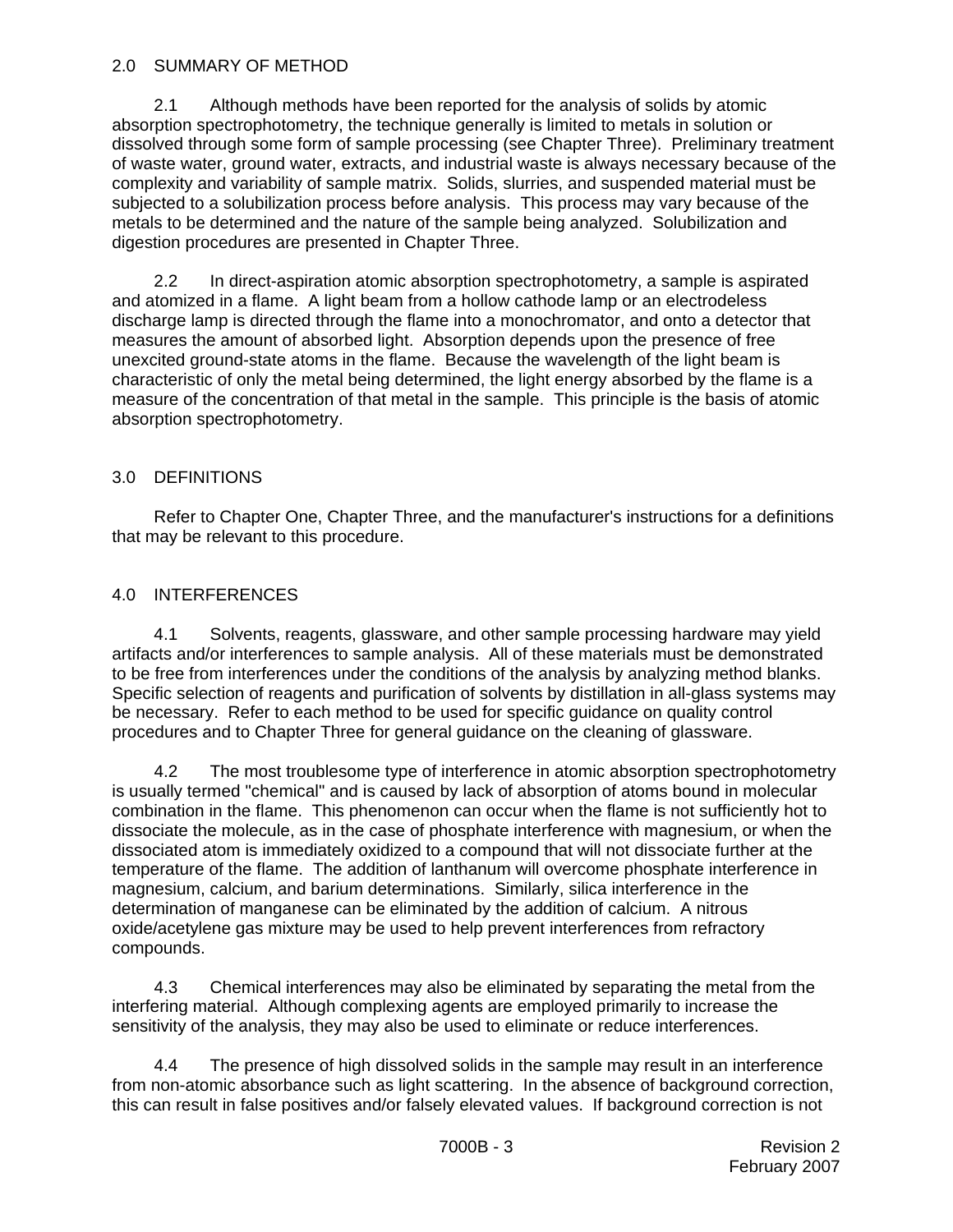## 2.0 SUMMARY OF METHOD

2.1 Although methods have been reported for the analysis of solids by atomic absorption spectrophotometry, the technique generally is limited to metals in solution or dissolved through some form of sample processing (see Chapter Three). Preliminary treatment of waste water, ground water, extracts, and industrial waste is always necessary because of the complexity and variability of sample matrix. Solids, slurries, and suspended material must be subjected to a solubilization process before analysis. This process may vary because of the metals to be determined and the nature of the sample being analyzed. Solubilization and digestion procedures are presented in Chapter Three.

2.2 In direct-aspiration atomic absorption spectrophotometry, a sample is aspirated and atomized in a flame. A light beam from a hollow cathode lamp or an electrodeless discharge lamp is directed through the flame into a monochromator, and onto a detector that measures the amount of absorbed light. Absorption depends upon the presence of free unexcited ground-state atoms in the flame. Because the wavelength of the light beam is characteristic of only the metal being determined, the light energy absorbed by the flame is a measure of the concentration of that metal in the sample. This principle is the basis of atomic absorption spectrophotometry.

## 3.0 DEFINITIONS

Refer to Chapter One, Chapter Three, and the manufacturer's instructions for a definitions that may be relevant to this procedure.

## 4.0 INTERFERENCES

4.1 Solvents, reagents, glassware, and other sample processing hardware may yield artifacts and/or interferences to sample analysis. All of these materials must be demonstrated to be free from interferences under the conditions of the analysis by analyzing method blanks. Specific selection of reagents and purification of solvents by distillation in all-glass systems may be necessary. Refer to each method to be used for specific guidance on quality control procedures and to Chapter Three for general guidance on the cleaning of glassware.

4.2 The most troublesome type of interference in atomic absorption spectrophotometry is usually termed "chemical" and is caused by lack of absorption of atoms bound in molecular combination in the flame. This phenomenon can occur when the flame is not sufficiently hot to dissociate the molecule, as in the case of phosphate interference with magnesium, or when the dissociated atom is immediately oxidized to a compound that will not dissociate further at the temperature of the flame. The addition of lanthanum will overcome phosphate interference in magnesium, calcium, and barium determinations. Similarly, silica interference in the determination of manganese can be eliminated by the addition of calcium. A nitrous oxide/acetylene gas mixture may be used to help prevent interferences from refractory compounds.

4.3 Chemical interferences may also be eliminated by separating the metal from the interfering material. Although complexing agents are employed primarily to increase the sensitivity of the analysis, they may also be used to eliminate or reduce interferences.

4.4 The presence of high dissolved solids in the sample may result in an interference from non-atomic absorbance such as light scattering. In the absence of background correction, this can result in false positives and/or falsely elevated values. If background correction is not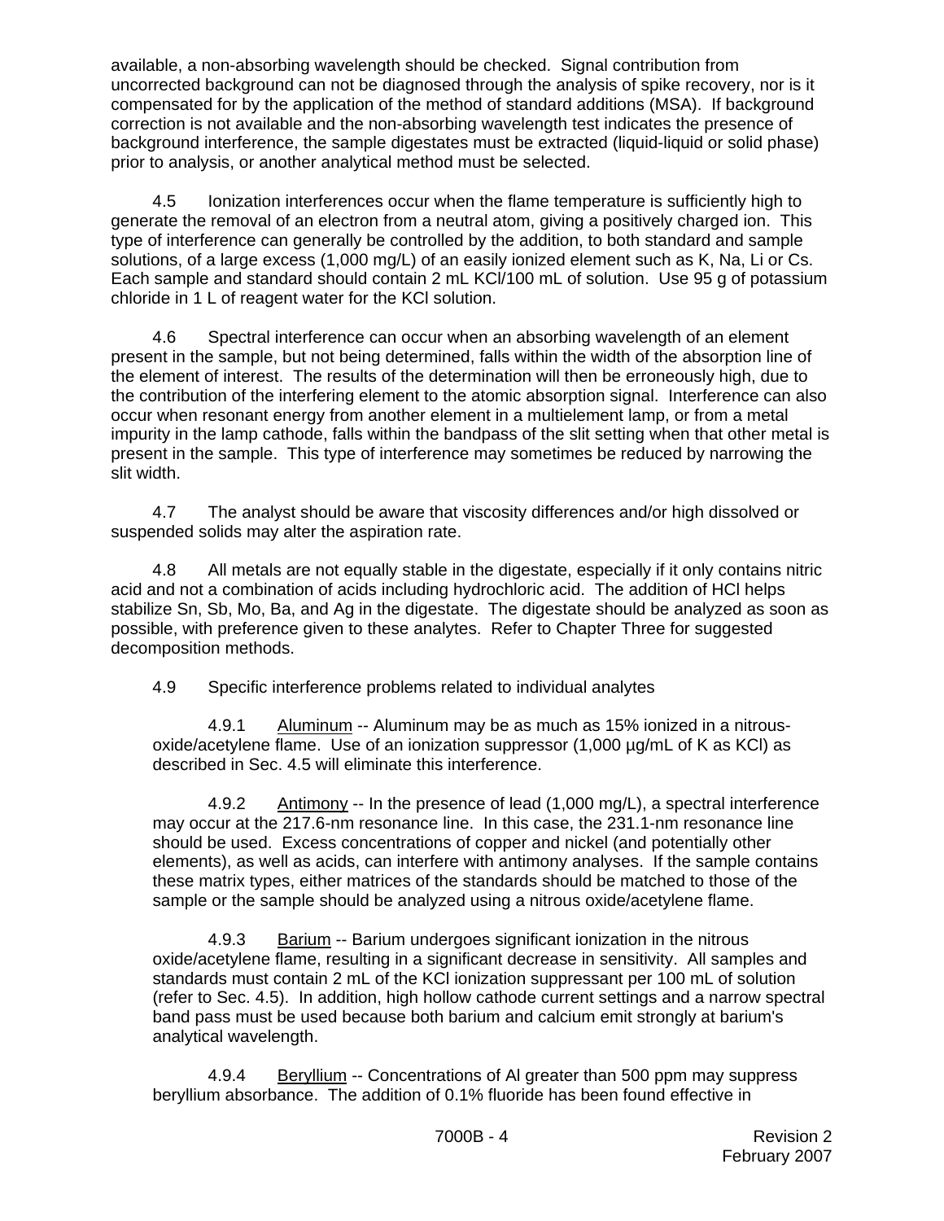available, a non-absorbing wavelength should be checked. Signal contribution from uncorrected background can not be diagnosed through the analysis of spike recovery, nor is it compensated for by the application of the method of standard additions (MSA). If background correction is not available and the non-absorbing wavelength test indicates the presence of background interference, the sample digestates must be extracted (liquid-liquid or solid phase) prior to analysis, or another analytical method must be selected.

4.5 Ionization interferences occur when the flame temperature is sufficiently high to generate the removal of an electron from a neutral atom, giving a positively charged ion. This type of interference can generally be controlled by the addition, to both standard and sample solutions, of a large excess (1,000 mg/L) of an easily ionized element such as K, Na, Li or Cs. Each sample and standard should contain 2 mL KCl/100 mL of solution. Use 95 g of potassium chloride in 1 L of reagent water for the KCl solution.

4.6 Spectral interference can occur when an absorbing wavelength of an element present in the sample, but not being determined, falls within the width of the absorption line of the element of interest. The results of the determination will then be erroneously high, due to the contribution of the interfering element to the atomic absorption signal. Interference can also occur when resonant energy from another element in a multielement lamp, or from a metal impurity in the lamp cathode, falls within the bandpass of the slit setting when that other metal is present in the sample. This type of interference may sometimes be reduced by narrowing the slit width.

4.7 The analyst should be aware that viscosity differences and/or high dissolved or suspended solids may alter the aspiration rate.

4.8 All metals are not equally stable in the digestate, especially if it only contains nitric acid and not a combination of acids including hydrochloric acid. The addition of HCl helps stabilize Sn, Sb, Mo, Ba, and Ag in the digestate. The digestate should be analyzed as soon as possible, with preference given to these analytes. Refer to Chapter Three for suggested decomposition methods.

4.9 Specific interference problems related to individual analytes

4.9.1 Aluminum -- Aluminum may be as much as 15% ionized in a nitrous-oxide/acetylene flame. Use of an ionization suppressor (1,000 µg/mL of K as KCl) as described in Sec. 4.5 will eliminate this interference.

4.9.2 Antimony -- In the presence of lead (1,000 mg/L), a spectral interference may occur at the 217.6-nm resonance line. In this case, the 231.1-nm resonance line should be used. Excess concentrations of copper and nickel (and potentially other elements), as well as acids, can interfere with antimony analyses. If the sample contains these matrix types, either matrices of the standards should be matched to those of the sample or the sample should be analyzed using a nitrous oxide/acetylene flame.

4.9.3 Barium -- Barium undergoes significant ionization in the nitrous oxide/acetylene flame, resulting in a significant decrease in sensitivity. All samples and standards must contain 2 mL of the KCl ionization suppressant per 100 mL of solution (refer to Sec. 4.5). In addition, high hollow cathode current settings and a narrow spectral band pass must be used because both barium and calcium emit strongly at barium's analytical wavelength.

4.9.4 Beryllium -- Concentrations of Al greater than 500 ppm may suppress beryllium absorbance. The addition of 0.1% fluoride has been found effective in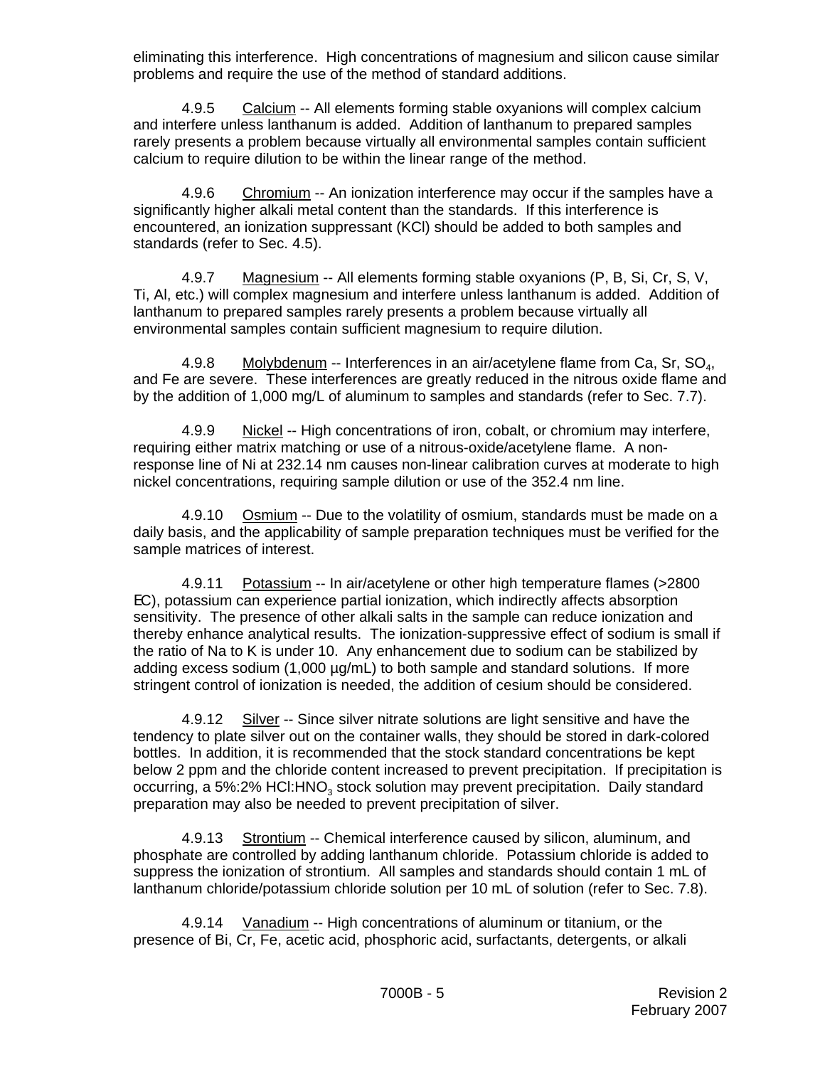eliminating this interference. High concentrations of magnesium and silicon cause similar problems and require the use of the method of standard additions.

4.9.5 Calcium -- All elements forming stable oxyanions will complex calcium and interfere unless lanthanum is added. Addition of lanthanum to prepared samples rarely presents a problem because virtually all environmental samples contain sufficient calcium to require dilution to be within the linear range of the method.

4.9.6 Chromium -- An ionization interference may occur if the samples have a significantly higher alkali metal content than the standards. If this interference is encountered, an ionization suppressant (KCl) should be added to both samples and standards (refer to Sec. 4.5).

4.9.7 Magnesium -- All elements forming stable oxyanions (P, B, Si, Cr, S, V, Ti, Al, etc.) will complex magnesium and interfere unless lanthanum is added. Addition of lanthanum to prepared samples rarely presents a problem because virtually all environmental samples contain sufficient magnesium to require dilution.

4.9.8 Molybdenum -- Interferences in an air/acetylene flame from Ca, Sr, $SO_4$, and Fe are severe. These interferences are greatly reduced in the nitrous oxide flame and by the addition of 1,000 mg/L of aluminum to samples and standards (refer to Sec. 7.7).

4.9.9 Nickel -- High concentrations of iron, cobalt, or chromium may interfere, requiring either matrix matching or use of a nitrous-oxide/acetylene flame. A non-response line of Ni at 232.14 nm causes non-linear calibration curves at moderate to high nickel concentrations, requiring sample dilution or use of the 352.4 nm line.

4.9.10 Osmium -- Due to the volatility of osmium, standards must be made on a daily basis, and the applicability of sample preparation techniques must be verified for the sample matrices of interest.

4.9.11 Potassium -- In air/acetylene or other high temperature flames (>2800 EC), potassium can experience partial ionization, which indirectly affects absorption sensitivity. The presence of other alkali salts in the sample can reduce ionization and thereby enhance analytical results. The ionization-suppressive effect of sodium is small if the ratio of Na to K is under 10. Any enhancement due to sodium can be stabilized by adding excess sodium (1,000 µg/mL) to both sample and standard solutions. If more stringent control of ionization is needed, the addition of cesium should be considered.

4.9.12 Silver -- Since silver nitrate solutions are light sensitive and have the tendency to plate silver out on the container walls, they should be stored in dark-colored bottles. In addition, it is recommended that the stock standard concentrations be kept below 2 ppm and the chloride content increased to prevent precipitation. If precipitation is occurring, a 5%:2% $HCl:HNO_3$ stock solution may prevent precipitation. Daily standard preparation may also be needed to prevent precipitation of silver.

4.9.13 Strontium -- Chemical interference caused by silicon, aluminum, and phosphate are controlled by adding lanthanum chloride. Potassium chloride is added to suppress the ionization of strontium. All samples and standards should contain 1 mL of lanthanum chloride/potassium chloride solution per 10 mL of solution (refer to Sec. 7.8).

4.9.14 Vanadium -- High concentrations of aluminum or titanium, or the presence of Bi, Cr, Fe, acetic acid, phosphoric acid, surfactants, detergents, or alkali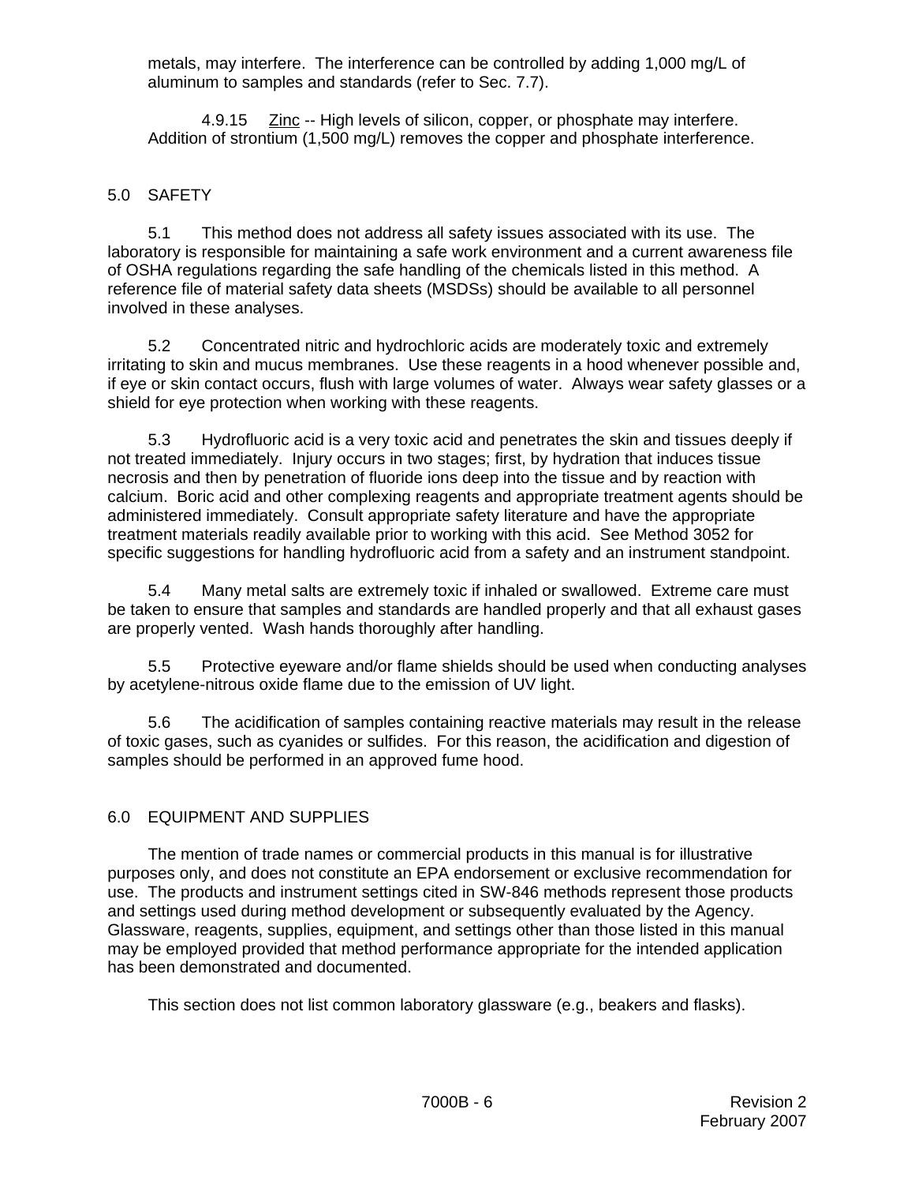metals, may interfere. The interference can be controlled by adding 1,000 mg/L of aluminum to samples and standards (refer to Sec. 7.7).

4.9.15 Zinc -- High levels of silicon, copper, or phosphate may interfere. Addition of strontium (1,500 mg/L) removes the copper and phosphate interference.

## 5.0 SAFETY

5.1 This method does not address all safety issues associated with its use. The laboratory is responsible for maintaining a safe work environment and a current awareness file of OSHA regulations regarding the safe handling of the chemicals listed in this method. A reference file of material safety data sheets (MSDSs) should be available to all personnel involved in these analyses.

5.2 Concentrated nitric and hydrochloric acids are moderately toxic and extremely irritating to skin and mucus membranes. Use these reagents in a hood whenever possible and, if eye or skin contact occurs, flush with large volumes of water. Always wear safety glasses or a shield for eye protection when working with these reagents.

5.3 Hydrofluoric acid is a very toxic acid and penetrates the skin and tissues deeply if not treated immediately. Injury occurs in two stages; first, by hydration that induces tissue necrosis and then by penetration of fluoride ions deep into the tissue and by reaction with calcium. Boric acid and other complexing reagents and appropriate treatment agents should be administered immediately. Consult appropriate safety literature and have the appropriate treatment materials readily available prior to working with this acid. See Method 3052 for specific suggestions for handling hydrofluoric acid from a safety and an instrument standpoint.

5.4 Many metal salts are extremely toxic if inhaled or swallowed. Extreme care must be taken to ensure that samples and standards are handled properly and that all exhaust gases are properly vented. Wash hands thoroughly after handling.

5.5 Protective eyeware and/or flame shields should be used when conducting analyses by acetylene-nitrous oxide flame due to the emission of UV light.

5.6 The acidification of samples containing reactive materials may result in the release of toxic gases, such as cyanides or sulfides. For this reason, the acidification and digestion of samples should be performed in an approved fume hood.

## 6.0 EQUIPMENT AND SUPPLIES

The mention of trade names or commercial products in this manual is for illustrative purposes only, and does not constitute an EPA endorsement or exclusive recommendation for use. The products and instrument settings cited in SW-846 methods represent those products and settings used during method development or subsequently evaluated by the Agency. Glassware, reagents, supplies, equipment, and settings other than those listed in this manual may be employed provided that method performance appropriate for the intended application has been demonstrated and documented.

This section does not list common laboratory glassware (e.g., beakers and flasks).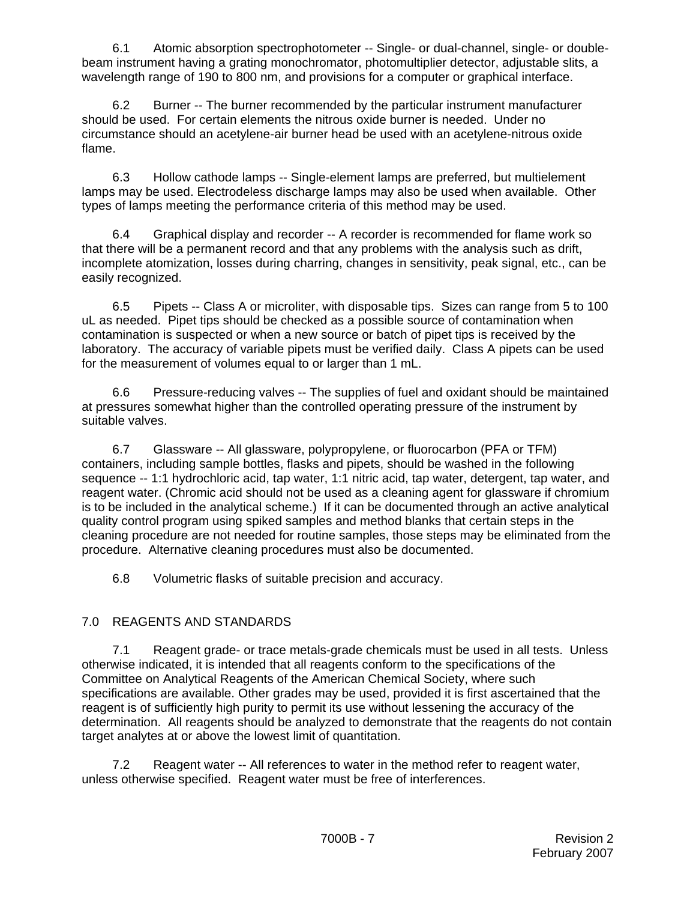6.1 Atomic absorption spectrophotometer -- Single- or dual-channel, single- or double-beam instrument having a grating monochromator, photomultiplier detector, adjustable slits, a wavelength range of 190 to 800 nm, and provisions for a computer or graphical interface.

6.2 Burner -- The burner recommended by the particular instrument manufacturer should be used. For certain elements the nitrous oxide burner is needed. Under no circumstance should an acetylene-air burner head be used with an acetylene-nitrous oxide flame.

6.3 Hollow cathode lamps -- Single-element lamps are preferred, but multielement lamps may be used. Electrodeless discharge lamps may also be used when available. Other types of lamps meeting the performance criteria of this method may be used.

6.4 Graphical display and recorder -- A recorder is recommended for flame work so that there will be a permanent record and that any problems with the analysis such as drift, incomplete atomization, losses during charring, changes in sensitivity, peak signal, etc., can be easily recognized.

6.5 Pipets -- Class A or microliter, with disposable tips. Sizes can range from 5 to 100 uL as needed. Pipet tips should be checked as a possible source of contamination when contamination is suspected or when a new source or batch of pipet tips is received by the laboratory. The accuracy of variable pipets must be verified daily. Class A pipets can be used for the measurement of volumes equal to or larger than 1 mL.

6.6 Pressure-reducing valves -- The supplies of fuel and oxidant should be maintained at pressures somewhat higher than the controlled operating pressure of the instrument by suitable valves.

6.7 Glassware -- All glassware, polypropylene, or fluorocarbon (PFA or TFM) containers, including sample bottles, flasks and pipets, should be washed in the following sequence -- 1:1 hydrochloric acid, tap water, 1:1 nitric acid, tap water, detergent, tap water, and reagent water. (Chromic acid should not be used as a cleaning agent for glassware if chromium is to be included in the analytical scheme.) If it can be documented through an active analytical quality control program using spiked samples and method blanks that certain steps in the cleaning procedure are not needed for routine samples, those steps may be eliminated from the procedure. Alternative cleaning procedures must also be documented.

6.8 Volumetric flasks of suitable precision and accuracy.

## 7.0 REAGENTS AND STANDARDS

7.1 Reagent grade- or trace metals-grade chemicals must be used in all tests. Unless otherwise indicated, it is intended that all reagents conform to the specifications of the Committee on Analytical Reagents of the American Chemical Society, where such specifications are available. Other grades may be used, provided it is first ascertained that the reagent is of sufficiently high purity to permit its use without lessening the accuracy of the determination. All reagents should be analyzed to demonstrate that the reagents do not contain target analytes at or above the lowest limit of quantitation.

7.2 Reagent water -- All references to water in the method refer to reagent water, unless otherwise specified. Reagent water must be free of interferences.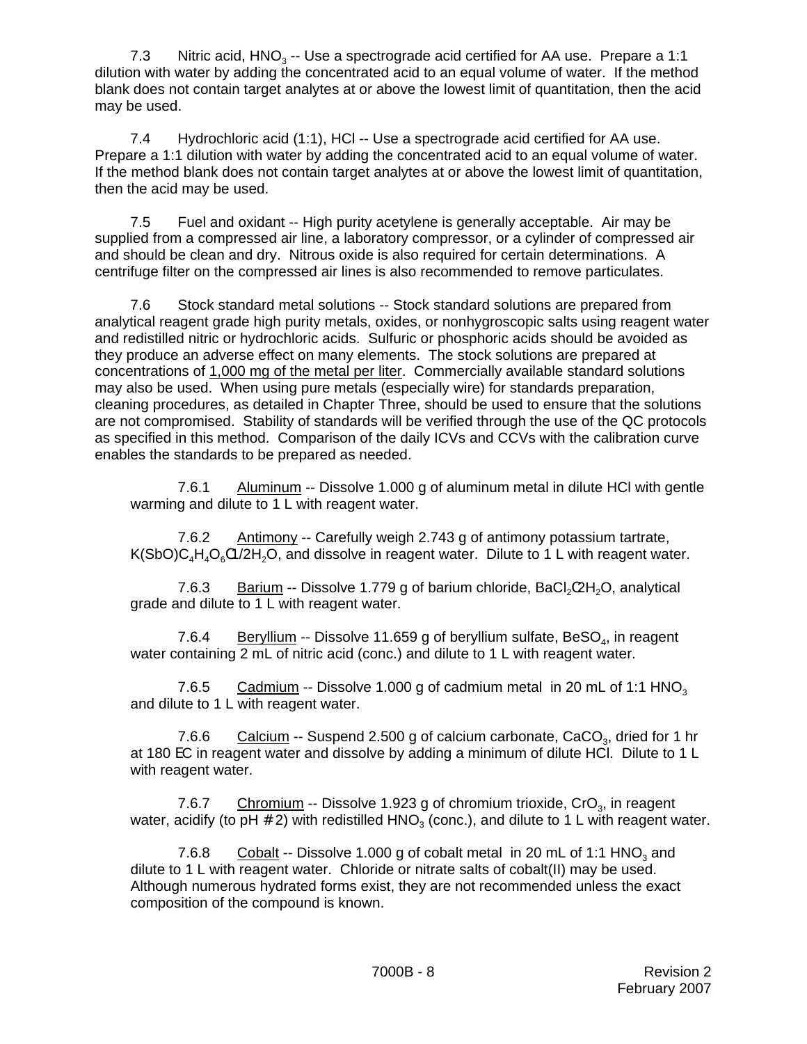7.3 Nitric acid, $HNO_3$ -- Use a spectrograde acid certified for AA use. Prepare a 1:1 dilution with water by adding the concentrated acid to an equal volume of water. If the method blank does not contain target analytes at or above the lowest limit of quantitation, then the acid may be used.

7.4 Hydrochloric acid (1:1), HCl -- Use a spectrograde acid certified for AA use. Prepare a 1:1 dilution with water by adding the concentrated acid to an equal volume of water. If the method blank does not contain target analytes at or above the lowest limit of quantitation, then the acid may be used.

7.5 Fuel and oxidant -- High purity acetylene is generally acceptable. Air may be supplied from a compressed air line, a laboratory compressor, or a cylinder of compressed air and should be clean and dry. Nitrous oxide is also required for certain determinations. A centrifuge filter on the compressed air lines is also recommended to remove particulates.

7.6 Stock standard metal solutions -- Stock standard solutions are prepared from analytical reagent grade high purity metals, oxides, or nonhygroscopic salts using reagent water and redistilled nitric or hydrochloric acids. Sulfuric or phosphoric acids should be avoided as they produce an adverse effect on many elements. The stock solutions are prepared at concentrations of <u>1,000 mg of the metal per liter</u>. Commercially available standard solutions may also be used. When using pure metals (especially wire) for standards preparation, cleaning procedures, as detailed in Chapter Three, should be used to ensure that the solutions are not compromised. Stability of standards will be verified through the use of the QC protocols as specified in this method. Comparison of the daily ICVs and CCVs with the calibration curve enables the standards to be prepared as needed.

7.6.1 <u>Aluminum</u> -- Dissolve 1.000 g of aluminum metal in dilute HCl with gentle warming and dilute to 1 L with reagent water.

7.6.2 <u>Antimony</u> -- Carefully weigh 2.743 g of antimony potassium tartrate, $K(SbO)C_4H_4O_6 \cdot 1/2H_2O$, and dissolve in reagent water. Dilute to 1 L with reagent water.

7.6.3 <u>Barium</u> -- Dissolve 1.779 g of barium chloride, $BaCl_2 \cdot 2H_2O$, analytical grade and dilute to 1 L with reagent water.

7.6.4 <u>Beryllium</u> -- Dissolve 11.659 g of beryllium sulfate, $BeSO_4$, in reagent water containing 2 mL of nitric acid (conc.) and dilute to 1 L with reagent water.

7.6.5 <u>Cadmium</u> -- Dissolve 1.000 g of cadmium metal in 20 mL of 1:1 $HNO_3$ and dilute to 1 L with reagent water.

7.6.6 <u>Calcium</u> -- Suspend 2.500 g of calcium carbonate, $CaCO_3$, dried for 1 hr at 180 °C in reagent water and dissolve by adding a minimum of dilute HCl. Dilute to 1 L with reagent water.

7.6.7 <u>Chromium</u> -- Dissolve 1.923 g of chromium trioxide, $CrO_3$, in reagent water, acidify (to pH $\leq$ 2) with redistilled $HNO_3$ (conc.), and dilute to 1 L with reagent water.

7.6.8 <u>Cobalt</u> -- Dissolve 1.000 g of cobalt metal in 20 mL of 1:1 $HNO_3$ and dilute to 1 L with reagent water. Chloride or nitrate salts of cobalt(II) may be used. Although numerous hydrated forms exist, they are not recommended unless the exact composition of the compound is known.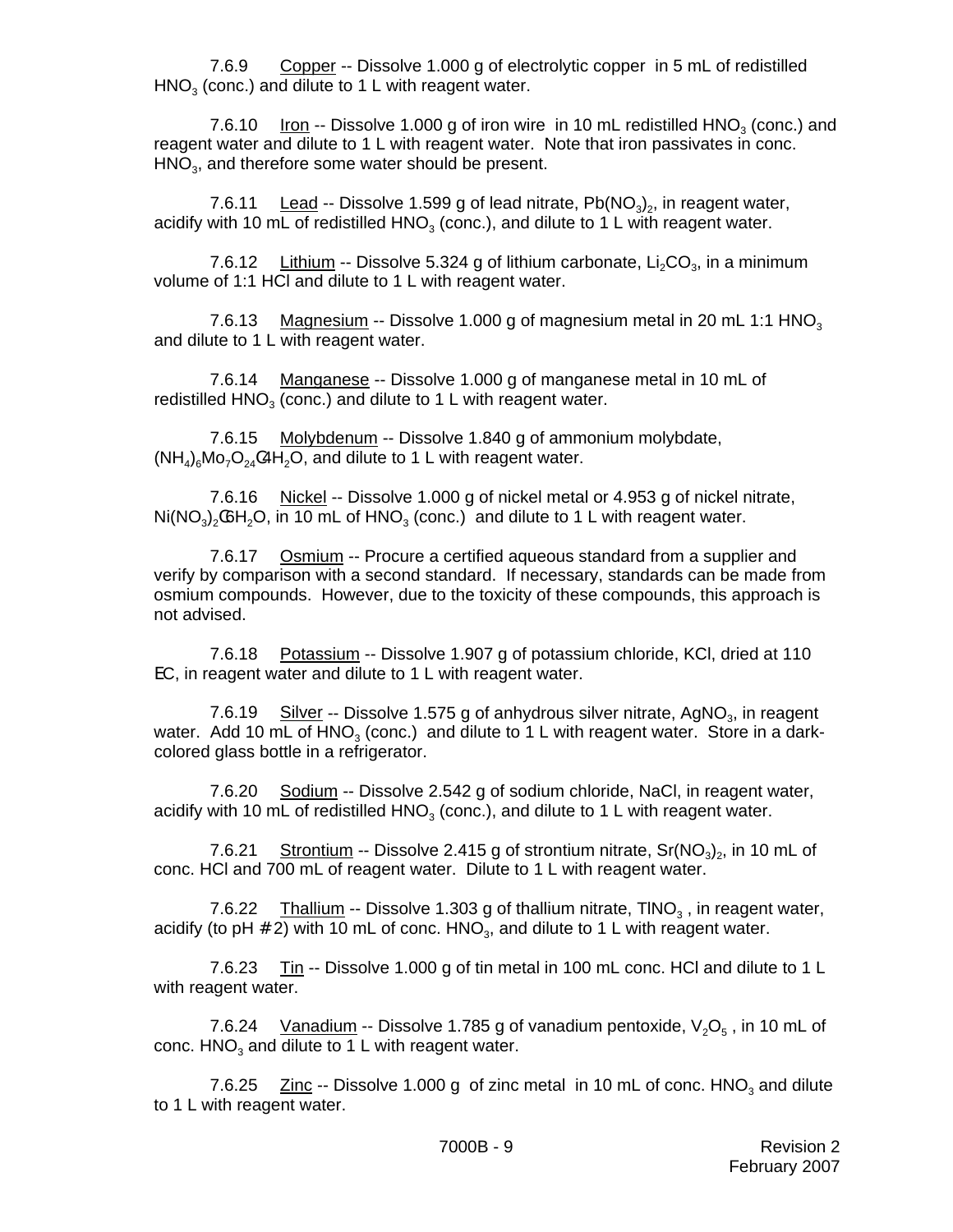7.6.9 Copper -- Dissolve 1.000 g of electrolytic copper in 5 mL of redistilled $HNO_3$ (conc.) and dilute to 1 L with reagent water.

7.6.10 Iron -- Dissolve 1.000 g of iron wire in 10 mL redistilled $HNO_3$ (conc.) and reagent water and dilute to 1 L with reagent water. Note that iron passivates in conc. $HNO_3$, and therefore some water should be present.

7.6.11 Lead -- Dissolve 1.599 g of lead nitrate, $Pb(NO_3)_2$, in reagent water, acidify with 10 mL of redistilled $HNO_3$ (conc.), and dilute to 1 L with reagent water.

7.6.12 Lithium -- Dissolve 5.324 g of lithium carbonate, $Li_2CO_3$, in a minimum volume of 1:1 HCl and dilute to 1 L with reagent water.

7.6.13 Magnesium -- Dissolve 1.000 g of magnesium metal in 20 mL 1:1 $HNO_3$ and dilute to 1 L with reagent water.

7.6.14 Manganese -- Dissolve 1.000 g of manganese metal in 10 mL of redistilled $HNO_3$ (conc.) and dilute to 1 L with reagent water.

7.6.15 Molybdenum -- Dissolve 1.840 g of ammonium molybdate, $(NH_4)_6Mo_7O_{24}\cdot 4H_2O$, and dilute to 1 L with reagent water.

7.6.16 Nickel -- Dissolve 1.000 g of nickel metal or 4.953 g of nickel nitrate, $Ni(NO_3)_2\cdot 6H_2O$, in 10 mL of $HNO_3$ (conc.) and dilute to 1 L with reagent water.

7.6.17 Osmium -- Procure a certified aqueous standard from a supplier and verify by comparison with a second standard. If necessary, standards can be made from osmium compounds. However, due to the toxicity of these compounds, this approach is not advised.

7.6.18 Potassium -- Dissolve 1.907 g of potassium chloride, KCl, dried at 110 °C, in reagent water and dilute to 1 L with reagent water.

7.6.19 Silver -- Dissolve 1.575 g of anhydrous silver nitrate, $AgNO_3$, in reagent water. Add 10 mL of $HNO_3$ (conc.) and dilute to 1 L with reagent water. Store in a dark-colored glass bottle in a refrigerator.

7.6.20 Sodium -- Dissolve 2.542 g of sodium chloride, NaCl, in reagent water, acidify with 10 mL of redistilled $HNO_3$ (conc.), and dilute to 1 L with reagent water.

7.6.21 Strontium -- Dissolve 2.415 g of strontium nitrate, $Sr(NO_3)_2$, in 10 mL of conc. HCl and 700 mL of reagent water. Dilute to 1 L with reagent water.

7.6.22 Thallium -- Dissolve 1.303 g of thallium nitrate, $TlNO_3$, in reagent water, acidify (to pH $\leq$ 2) with 10 mL of conc. $HNO_3$, and dilute to 1 L with reagent water.

7.6.23 Tin -- Dissolve 1.000 g of tin metal in 100 mL conc. HCl and dilute to 1 L with reagent water.

7.6.24 Vanadium -- Dissolve 1.785 g of vanadium pentoxide, $V_2O_5$, in 10 mL of conc. $HNO_3$ and dilute to 1 L with reagent water.

7.6.25 Zinc -- Dissolve 1.000 g of zinc metal in 10 mL of conc. $HNO_3$ and dilute to 1 L with reagent water.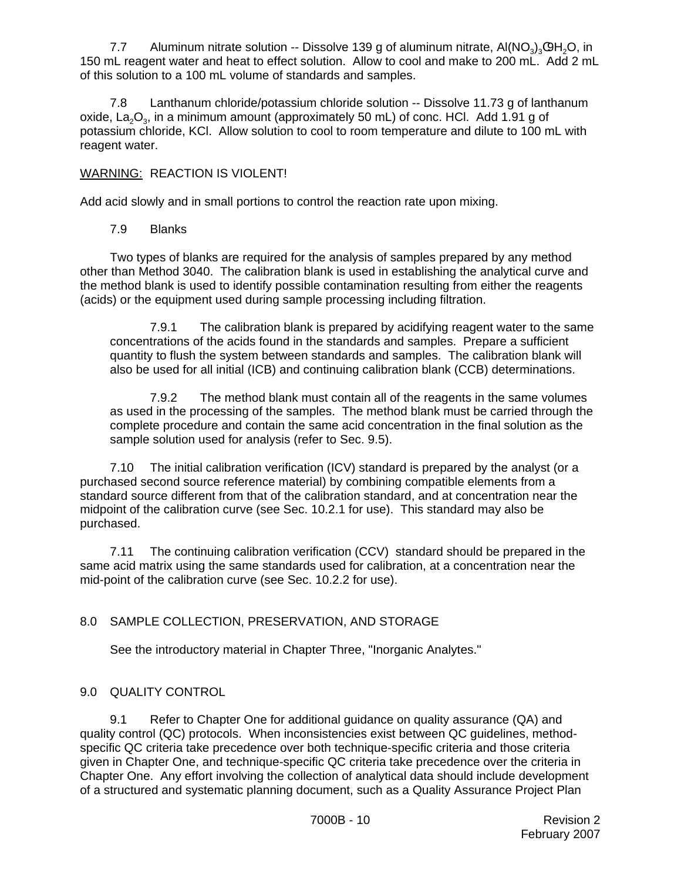7.7 Aluminum nitrate solution -- Dissolve 139 g of aluminum nitrate, $Al(NO_3)_3 \cdot 9H_2O$, in 150 mL reagent water and heat to effect solution. Allow to cool and make to 200 mL. Add 2 mL of this solution to a 100 mL volume of standards and samples.

7.8 Lanthanum chloride/potassium chloride solution -- Dissolve 11.73 g of lanthanum oxide, $La_2O_3$, in a minimum amount (approximately 50 mL) of conc. HCl. Add 1.91 g of potassium chloride, KCl. Allow solution to cool to room temperature and dilute to 100 mL with reagent water.

WARNING: REACTION IS VIOLENT!

Add acid slowly and in small portions to control the reaction rate upon mixing.

7.9 Blanks

Two types of blanks are required for the analysis of samples prepared by any method other than Method 3040. The calibration blank is used in establishing the analytical curve and the method blank is used to identify possible contamination resulting from either the reagents (acids) or the equipment used during sample processing including filtration.

7.9.1 The calibration blank is prepared by acidifying reagent water to the same concentrations of the acids found in the standards and samples. Prepare a sufficient quantity to flush the system between standards and samples. The calibration blank will also be used for all initial (ICB) and continuing calibration blank (CCB) determinations.

7.9.2 The method blank must contain all of the reagents in the same volumes as used in the processing of the samples. The method blank must be carried through the complete procedure and contain the same acid concentration in the final solution as the sample solution used for analysis (refer to Sec. 9.5).

7.10 The initial calibration verification (ICV) standard is prepared by the analyst (or a purchased second source reference material) by combining compatible elements from a standard source different from that of the calibration standard, and at concentration near the midpoint of the calibration curve (see Sec. 10.2.1 for use). This standard may also be purchased.

7.11 The continuing calibration verification (CCV) standard should be prepared in the same acid matrix using the same standards used for calibration, at a concentration near the mid-point of the calibration curve (see Sec. 10.2.2 for use).

## 8.0 SAMPLE COLLECTION, PRESERVATION, AND STORAGE

See the introductory material in Chapter Three, "Inorganic Analytes."

## 9.0 QUALITY CONTROL

9.1 Refer to Chapter One for additional guidance on quality assurance (QA) and quality control (QC) protocols. When inconsistencies exist between QC guidelines, method-specific QC criteria take precedence over both technique-specific criteria and those criteria given in Chapter One, and technique-specific QC criteria take precedence over the criteria in Chapter One. Any effort involving the collection of analytical data should include development of a structured and systematic planning document, such as a Quality Assurance Project Plan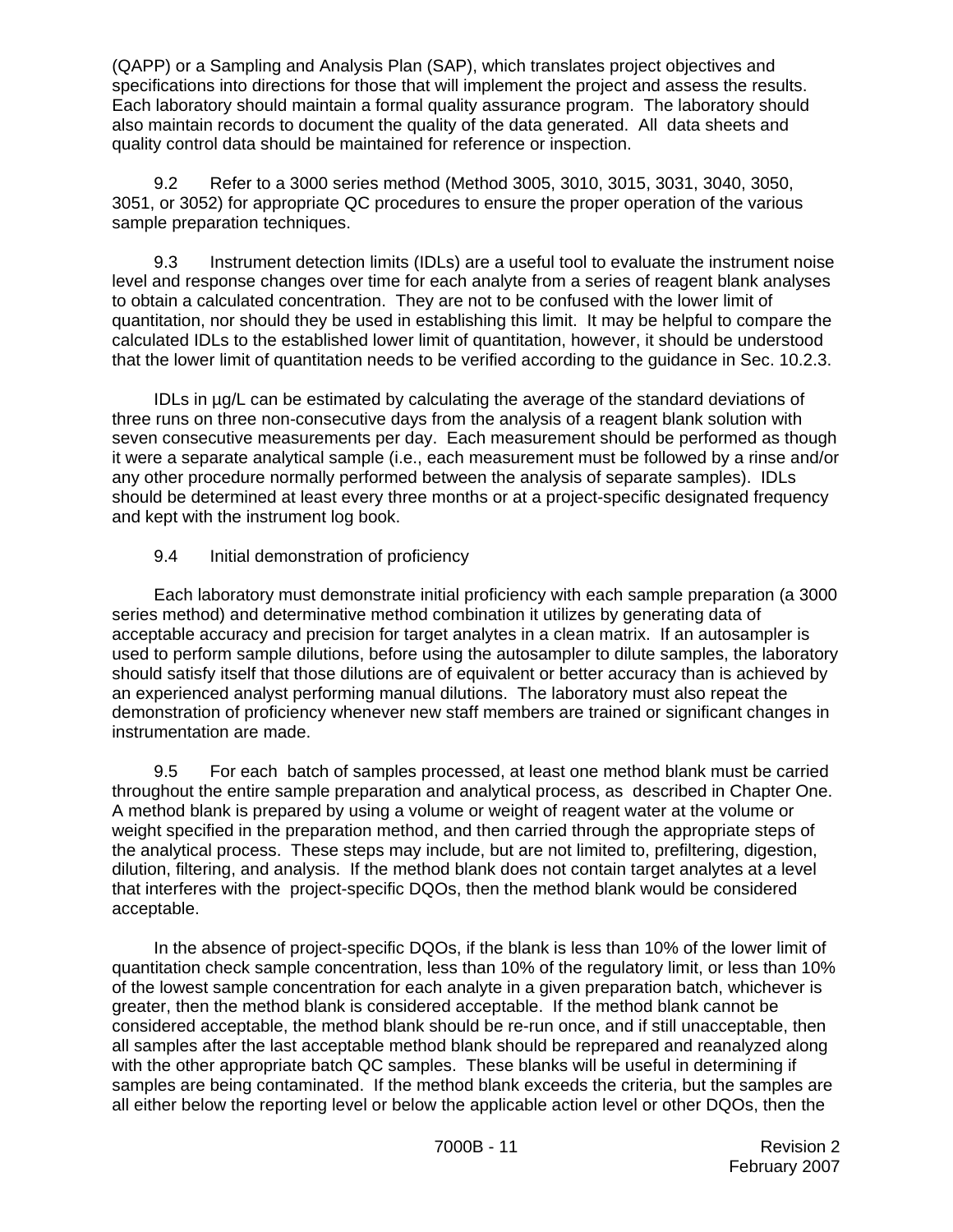(QAPP) or a Sampling and Analysis Plan (SAP), which translates project objectives and specifications into directions for those that will implement the project and assess the results. Each laboratory should maintain a formal quality assurance program. The laboratory should also maintain records to document the quality of the data generated. All data sheets and quality control data should be maintained for reference or inspection.

9.2 Refer to a 3000 series method (Method 3005, 3010, 3015, 3031, 3040, 3050, 3051, or 3052) for appropriate QC procedures to ensure the proper operation of the various sample preparation techniques.

9.3 Instrument detection limits (IDLs) are a useful tool to evaluate the instrument noise level and response changes over time for each analyte from a series of reagent blank analyses to obtain a calculated concentration. They are not to be confused with the lower limit of quantitation, nor should they be used in establishing this limit. It may be helpful to compare the calculated IDLs to the established lower limit of quantitation, however, it should be understood that the lower limit of quantitation needs to be verified according to the guidance in Sec. 10.2.3.

IDLs in µg/L can be estimated by calculating the average of the standard deviations of three runs on three non-consecutive days from the analysis of a reagent blank solution with seven consecutive measurements per day. Each measurement should be performed as though it were a separate analytical sample (i.e., each measurement must be followed by a rinse and/or any other procedure normally performed between the analysis of separate samples). IDLs should be determined at least every three months or at a project-specific designated frequency and kept with the instrument log book.

9.4 Initial demonstration of proficiency

Each laboratory must demonstrate initial proficiency with each sample preparation (a 3000 series method) and determinative method combination it utilizes by generating data of acceptable accuracy and precision for target analytes in a clean matrix. If an autosampler is used to perform sample dilutions, before using the autosampler to dilute samples, the laboratory should satisfy itself that those dilutions are of equivalent or better accuracy than is achieved by an experienced analyst performing manual dilutions. The laboratory must also repeat the demonstration of proficiency whenever new staff members are trained or significant changes in instrumentation are made.

9.5 For each batch of samples processed, at least one method blank must be carried throughout the entire sample preparation and analytical process, as described in Chapter One. A method blank is prepared by using a volume or weight of reagent water at the volume or weight specified in the preparation method, and then carried through the appropriate steps of the analytical process. These steps may include, but are not limited to, prefiltering, digestion, dilution, filtering, and analysis. If the method blank does not contain target analytes at a level that interferes with the project-specific DQOs, then the method blank would be considered acceptable.

In the absence of project-specific DQOs, if the blank is less than 10% of the lower limit of quantitation check sample concentration, less than 10% of the regulatory limit, or less than 10% of the lowest sample concentration for each analyte in a given preparation batch, whichever is greater, then the method blank is considered acceptable. If the method blank cannot be considered acceptable, the method blank should be re-run once, and if still unacceptable, then all samples after the last acceptable method blank should be reprepared and reanalyzed along with the other appropriate batch QC samples. These blanks will be useful in determining if samples are being contaminated. If the method blank exceeds the criteria, but the samples are all either below the reporting level or below the applicable action level or other DQOs, then the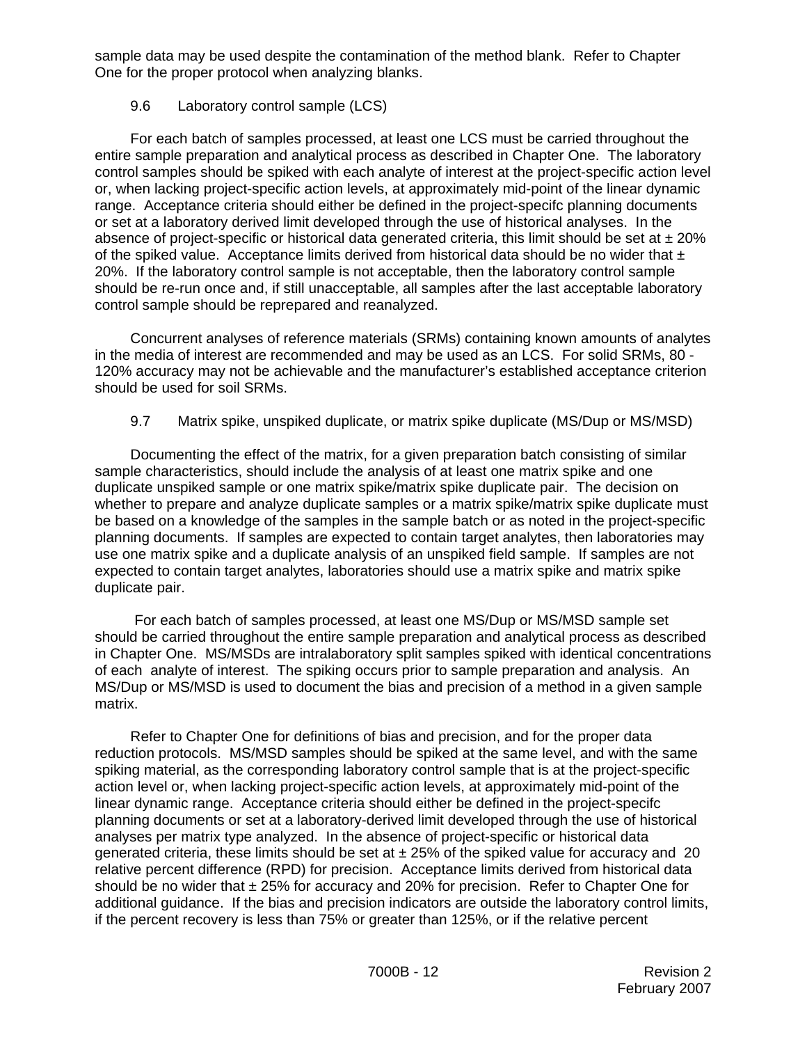sample data may be used despite the contamination of the method blank. Refer to Chapter One for the proper protocol when analyzing blanks.

9.6 Laboratory control sample (LCS)

For each batch of samples processed, at least one LCS must be carried throughout the entire sample preparation and analytical process as described in Chapter One. The laboratory control samples should be spiked with each analyte of interest at the project-specific action level or, when lacking project-specific action levels, at approximately mid-point of the linear dynamic range. Acceptance criteria should either be defined in the project-specifc planning documents or set at a laboratory derived limit developed through the use of historical analyses. In the absence of project-specific or historical data generated criteria, this limit should be set at ± 20% of the spiked value. Acceptance limits derived from historical data should be no wider that ± 20%. If the laboratory control sample is not acceptable, then the laboratory control sample should be re-run once and, if still unacceptable, all samples after the last acceptable laboratory control sample should be reprepared and reanalyzed.

Concurrent analyses of reference materials (SRMs) containing known amounts of analytes in the media of interest are recommended and may be used as an LCS. For solid SRMs, 80 - 120% accuracy may not be achievable and the manufacturer's established acceptance criterion should be used for soil SRMs.

9.7 Matrix spike, unspiked duplicate, or matrix spike duplicate (MS/Dup or MS/MSD)

Documenting the effect of the matrix, for a given preparation batch consisting of similar sample characteristics, should include the analysis of at least one matrix spike and one duplicate unspiked sample or one matrix spike/matrix spike duplicate pair. The decision on whether to prepare and analyze duplicate samples or a matrix spike/matrix spike duplicate must be based on a knowledge of the samples in the sample batch or as noted in the project-specific planning documents. If samples are expected to contain target analytes, then laboratories may use one matrix spike and a duplicate analysis of an unspiked field sample. If samples are not expected to contain target analytes, laboratories should use a matrix spike and matrix spike duplicate pair.

For each batch of samples processed, at least one MS/Dup or MS/MSD sample set should be carried throughout the entire sample preparation and analytical process as described in Chapter One. MS/MSDs are intralaboratory split samples spiked with identical concentrations of each analyte of interest. The spiking occurs prior to sample preparation and analysis. An MS/Dup or MS/MSD is used to document the bias and precision of a method in a given sample matrix.

Refer to Chapter One for definitions of bias and precision, and for the proper data reduction protocols. MS/MSD samples should be spiked at the same level, and with the same spiking material, as the corresponding laboratory control sample that is at the project-specific action level or, when lacking project-specific action levels, at approximately mid-point of the linear dynamic range. Acceptance criteria should either be defined in the project-specifc planning documents or set at a laboratory-derived limit developed through the use of historical analyses per matrix type analyzed. In the absence of project-specific or historical data generated criteria, these limits should be set at ± 25% of the spiked value for accuracy and 20 relative percent difference (RPD) for precision. Acceptance limits derived from historical data should be no wider that ± 25% for accuracy and 20% for precision. Refer to Chapter One for additional guidance. If the bias and precision indicators are outside the laboratory control limits, if the percent recovery is less than 75% or greater than 125%, or if the relative percent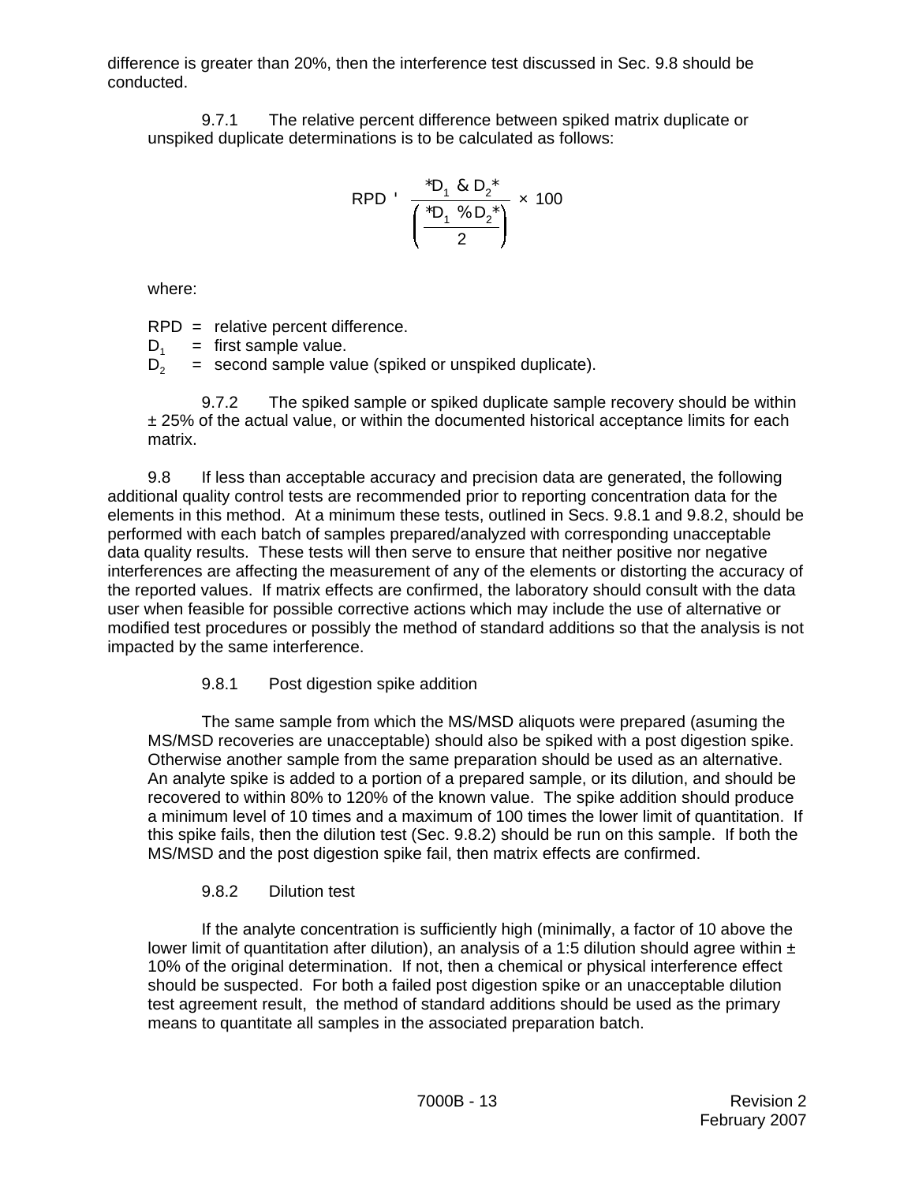difference is greater than 20%, then the interference test discussed in Sec. 9.8 should be conducted.

9.7.1 The relative percent difference between spiked matrix duplicate or unspiked duplicate determinations is to be calculated as follows:

$$RPD = \frac{|D_1 - D_2|}{\left(\frac{|D_1 + D_2|}{2}\right)} \times 100$$

where:

RPD = relative percent difference.
$D_1$ = first sample value.
$D_2$ = second sample value (spiked or unspiked duplicate).

9.7.2 The spiked sample or spiked duplicate sample recovery should be within ± 25% of the actual value, or within the documented historical acceptance limits for each matrix.

9.8 If less than acceptable accuracy and precision data are generated, the following additional quality control tests are recommended prior to reporting concentration data for the elements in this method. At a minimum these tests, outlined in Secs. 9.8.1 and 9.8.2, should be performed with each batch of samples prepared/analyzed with corresponding unacceptable data quality results. These tests will then serve to ensure that neither positive nor negative interferences are affecting the measurement of any of the elements or distorting the accuracy of the reported values. If matrix effects are confirmed, the laboratory should consult with the data user when feasible for possible corrective actions which may include the use of alternative or modified test procedures or possibly the method of standard additions so that the analysis is not impacted by the same interference.

9.8.1 Post digestion spike addition

The same sample from which the MS/MSD aliquots were prepared (asuming the MS/MSD recoveries are unacceptable) should also be spiked with a post digestion spike. Otherwise another sample from the same preparation should be used as an alternative. An analyte spike is added to a portion of a prepared sample, or its dilution, and should be recovered to within 80% to 120% of the known value. The spike addition should produce a minimum level of 10 times and a maximum of 100 times the lower limit of quantitation. If this spike fails, then the dilution test (Sec. 9.8.2) should be run on this sample. If both the MS/MSD and the post digestion spike fail, then matrix effects are confirmed.

9.8.2 Dilution test

If the analyte concentration is sufficiently high (minimally, a factor of 10 above the lower limit of quantitation after dilution), an analysis of a 1:5 dilution should agree within ± 10% of the original determination. If not, then a chemical or physical interference effect should be suspected. For both a failed post digestion spike or an unacceptable dilution test agreement result, the method of standard additions should be used as the primary means to quantitate all samples in the associated preparation batch.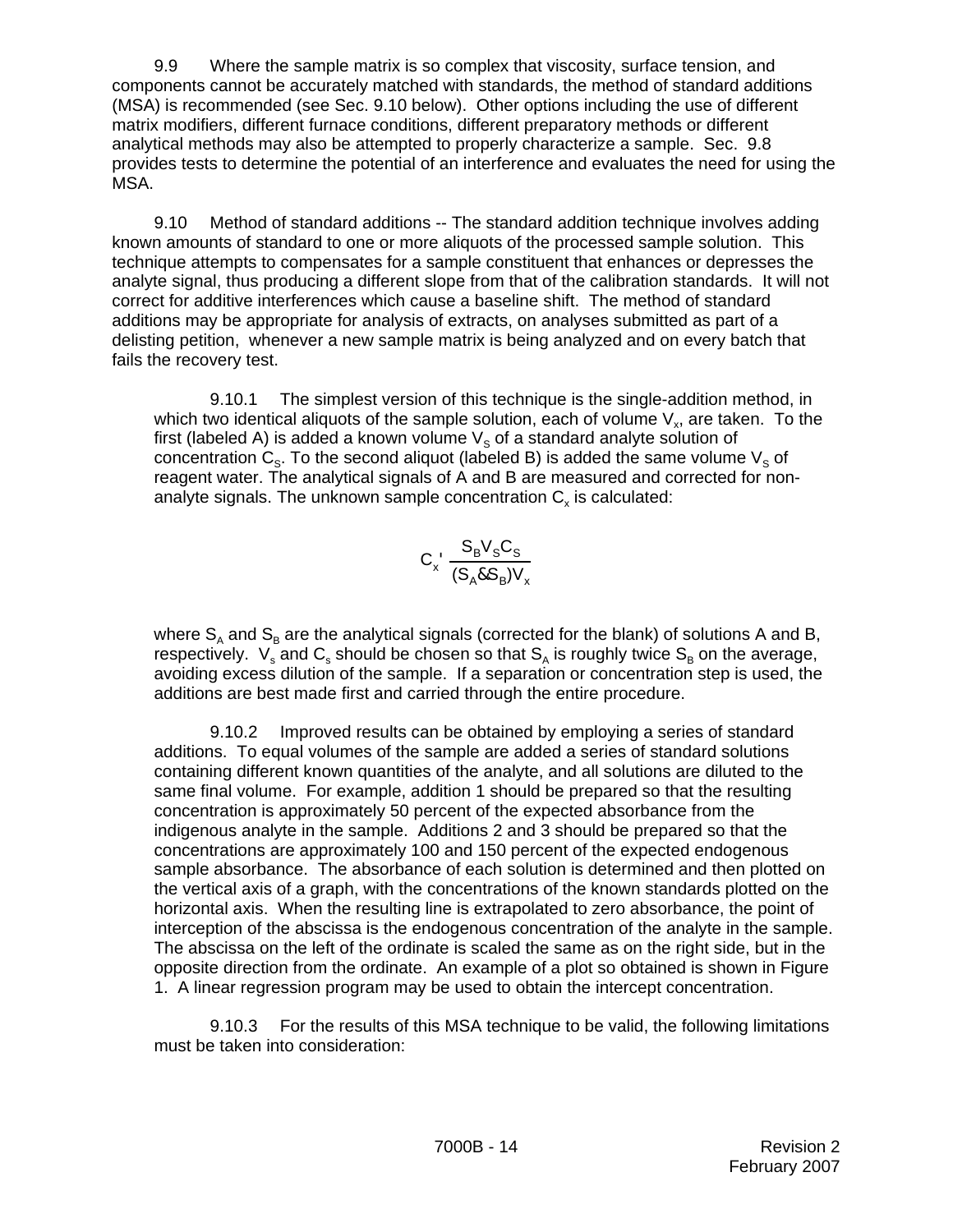9.9 Where the sample matrix is so complex that viscosity, surface tension, and components cannot be accurately matched with standards, the method of standard additions (MSA) is recommended (see Sec. 9.10 below). Other options including the use of different matrix modifiers, different furnace conditions, different preparatory methods or different analytical methods may also be attempted to properly characterize a sample. Sec. 9.8 provides tests to determine the potential of an interference and evaluates the need for using the MSA.

9.10 Method of standard additions -- The standard addition technique involves adding known amounts of standard to one or more aliquots of the processed sample solution. This technique attempts to compensates for a sample constituent that enhances or depresses the analyte signal, thus producing a different slope from that of the calibration standards. It will not correct for additive interferences which cause a baseline shift. The method of standard additions may be appropriate for analysis of extracts, on analyses submitted as part of a delisting petition, whenever a new sample matrix is being analyzed and on every batch that fails the recovery test.

9.10.1 The simplest version of this technique is the single-addition method, in which two identical aliquots of the sample solution, each of volume $V_x$, are taken. To the first (labeled A) is added a known volume $V_S$ of a standard analyte solution of concentration $C_S$. To the second aliquot (labeled B) is added the same volume $V_S$ of reagent water. The analytical signals of A and B are measured and corrected for non-analyte signals. The unknown sample concentration $C_x$ is calculated:

$$C_x = \frac{S_B V_S C_S}{(S_A - S_B)V_x}$$

where $S_A$ and $S_B$ are the analytical signals (corrected for the blank) of solutions A and B, respectively. $V_s$ and $C_s$ should be chosen so that $S_A$ is roughly twice $S_B$ on the average, avoiding excess dilution of the sample. If a separation or concentration step is used, the additions are best made first and carried through the entire procedure.

9.10.2 Improved results can be obtained by employing a series of standard additions. To equal volumes of the sample are added a series of standard solutions containing different known quantities of the analyte, and all solutions are diluted to the same final volume. For example, addition 1 should be prepared so that the resulting concentration is approximately 50 percent of the expected absorbance from the indigenous analyte in the sample. Additions 2 and 3 should be prepared so that the concentrations are approximately 100 and 150 percent of the expected endogenous sample absorbance. The absorbance of each solution is determined and then plotted on the vertical axis of a graph, with the concentrations of the known standards plotted on the horizontal axis. When the resulting line is extrapolated to zero absorbance, the point of interception of the abscissa is the endogenous concentration of the analyte in the sample. The abscissa on the left of the ordinate is scaled the same as on the right side, but in the opposite direction from the ordinate. An example of a plot so obtained is shown in Figure 1. A linear regression program may be used to obtain the intercept concentration.

9.10.3 For the results of this MSA technique to be valid, the following limitations must be taken into consideration: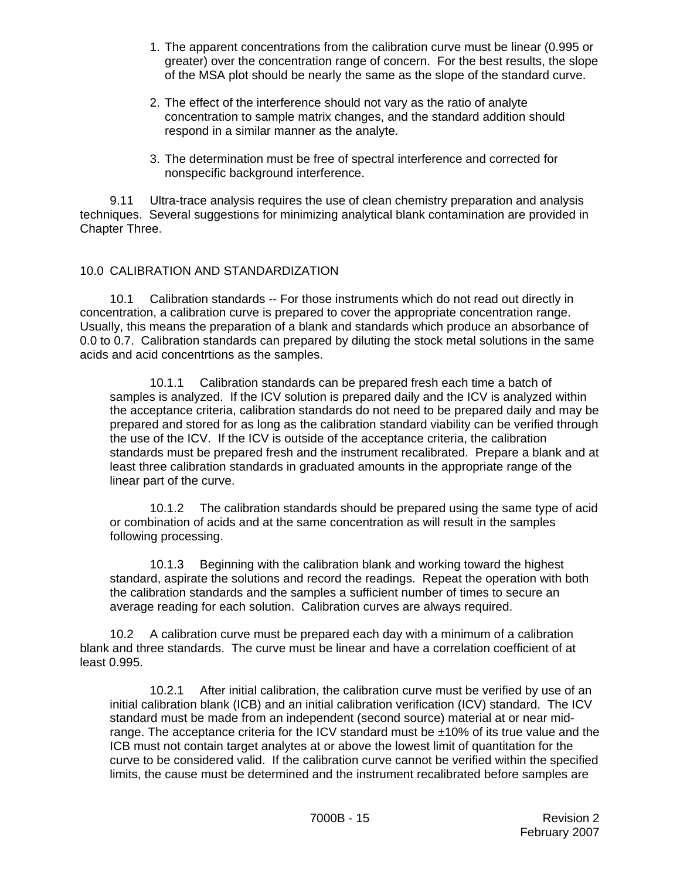1. The apparent concentrations from the calibration curve must be linear (0.995 or greater) over the concentration range of concern. For the best results, the slope of the MSA plot should be nearly the same as the slope of the standard curve.

2. The effect of the interference should not vary as the ratio of analyte concentration to sample matrix changes, and the standard addition should respond in a similar manner as the analyte.

3. The determination must be free of spectral interference and corrected for nonspecific background interference.

9.11 Ultra-trace analysis requires the use of clean chemistry preparation and analysis techniques. Several suggestions for minimizing analytical blank contamination are provided in Chapter Three.

## 10.0 CALIBRATION AND STANDARDIZATION

10.1 Calibration standards -- For those instruments which do not read out directly in concentration, a calibration curve is prepared to cover the appropriate concentration range. Usually, this means the preparation of a blank and standards which produce an absorbance of 0.0 to 0.7. Calibration standards can prepared by diluting the stock metal solutions in the same acids and acid concentrtions as the samples.

10.1.1 Calibration standards can be prepared fresh each time a batch of samples is analyzed. If the ICV solution is prepared daily and the ICV is analyzed within the acceptance criteria, calibration standards do not need to be prepared daily and may be prepared and stored for as long as the calibration standard viability can be verified through the use of the ICV. If the ICV is outside of the acceptance criteria, the calibration standards must be prepared fresh and the instrument recalibrated. Prepare a blank and at least three calibration standards in graduated amounts in the appropriate range of the linear part of the curve.

10.1.2 The calibration standards should be prepared using the same type of acid or combination of acids and at the same concentration as will result in the samples following processing.

10.1.3 Beginning with the calibration blank and working toward the highest standard, aspirate the solutions and record the readings. Repeat the operation with both the calibration standards and the samples a sufficient number of times to secure an average reading for each solution. Calibration curves are always required.

10.2 A calibration curve must be prepared each day with a minimum of a calibration blank and three standards. The curve must be linear and have a correlation coefficient of at least 0.995.

10.2.1 After initial calibration, the calibration curve must be verified by use of an initial calibration blank (ICB) and an initial calibration verification (ICV) standard. The ICV standard must be made from an independent (second source) material at or near mid-range. The acceptance criteria for the ICV standard must be ±10% of its true value and the ICB must not contain target analytes at or above the lowest limit of quantitation for the curve to be considered valid. If the calibration curve cannot be verified within the specified limits, the cause must be determined and the instrument recalibrated before samples are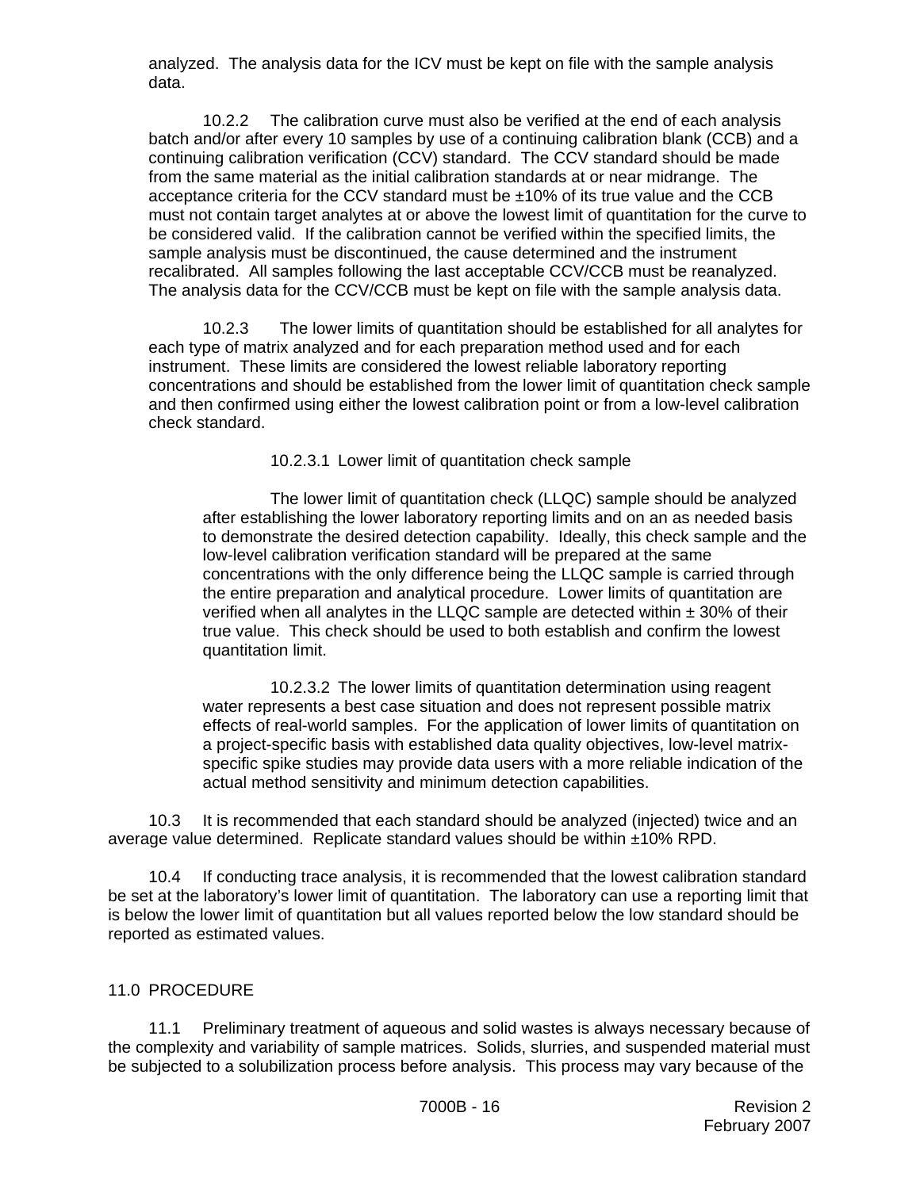analyzed. The analysis data for the ICV must be kept on file with the sample analysis data.

10.2.2 The calibration curve must also be verified at the end of each analysis batch and/or after every 10 samples by use of a continuing calibration blank (CCB) and a continuing calibration verification (CCV) standard. The CCV standard should be made from the same material as the initial calibration standards at or near midrange. The acceptance criteria for the CCV standard must be ±10% of its true value and the CCB must not contain target analytes at or above the lowest limit of quantitation for the curve to be considered valid. If the calibration cannot be verified within the specified limits, the sample analysis must be discontinued, the cause determined and the instrument recalibrated. All samples following the last acceptable CCV/CCB must be reanalyzed. The analysis data for the CCV/CCB must be kept on file with the sample analysis data.

10.2.3 The lower limits of quantitation should be established for all analytes for each type of matrix analyzed and for each preparation method used and for each instrument. These limits are considered the lowest reliable laboratory reporting concentrations and should be established from the lower limit of quantitation check sample and then confirmed using either the lowest calibration point or from a low-level calibration check standard.

10.2.3.1 Lower limit of quantitation check sample

The lower limit of quantitation check (LLQC) sample should be analyzed after establishing the lower laboratory reporting limits and on an as needed basis to demonstrate the desired detection capability. Ideally, this check sample and the low-level calibration verification standard will be prepared at the same concentrations with the only difference being the LLQC sample is carried through the entire preparation and analytical procedure. Lower limits of quantitation are verified when all analytes in the LLQC sample are detected within ± 30% of their true value. This check should be used to both establish and confirm the lowest quantitation limit.

10.2.3.2 The lower limits of quantitation determination using reagent water represents a best case situation and does not represent possible matrix effects of real-world samples. For the application of lower limits of quantitation on a project-specific basis with established data quality objectives, low-level matrix-specific spike studies may provide data users with a more reliable indication of the actual method sensitivity and minimum detection capabilities.

10.3 It is recommended that each standard should be analyzed (injected) twice and an average value determined. Replicate standard values should be within ±10% RPD.

10.4 If conducting trace analysis, it is recommended that the lowest calibration standard be set at the laboratory's lower limit of quantitation. The laboratory can use a reporting limit that is below the lower limit of quantitation but all values reported below the low standard should be reported as estimated values.

## 11.0 PROCEDURE

11.1 Preliminary treatment of aqueous and solid wastes is always necessary because of the complexity and variability of sample matrices. Solids, slurries, and suspended material must be subjected to a solubilization process before analysis. This process may vary because of the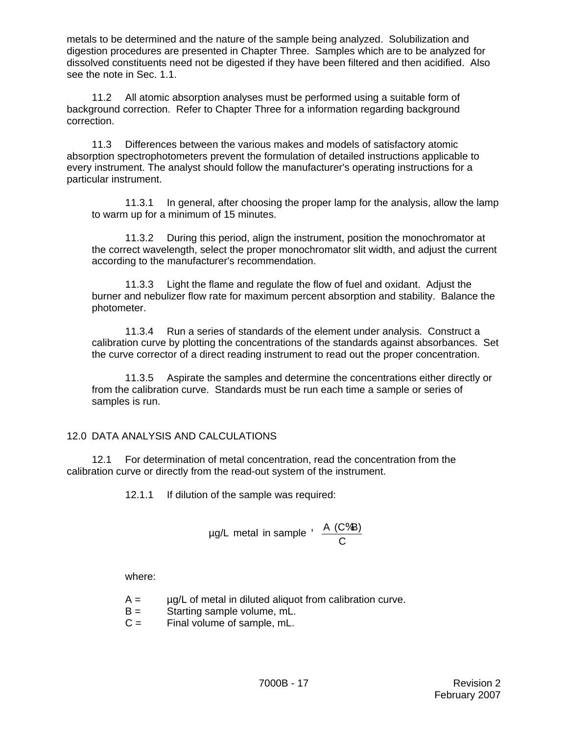metals to be determined and the nature of the sample being analyzed. Solubilization and digestion procedures are presented in Chapter Three. Samples which are to be analyzed for dissolved constituents need not be digested if they have been filtered and then acidified. Also see the note in Sec. 1.1.

11.2 All atomic absorption analyses must be performed using a suitable form of background correction. Refer to Chapter Three for a information regarding background correction.

11.3 Differences between the various makes and models of satisfactory atomic absorption spectrophotometers prevent the formulation of detailed instructions applicable to every instrument. The analyst should follow the manufacturer's operating instructions for a particular instrument.

11.3.1 In general, after choosing the proper lamp for the analysis, allow the lamp to warm up for a minimum of 15 minutes.

11.3.2 During this period, align the instrument, position the monochromator at the correct wavelength, select the proper monochromator slit width, and adjust the current according to the manufacturer's recommendation.

11.3.3 Light the flame and regulate the flow of fuel and oxidant. Adjust the burner and nebulizer flow rate for maximum percent absorption and stability. Balance the photometer.

11.3.4 Run a series of standards of the element under analysis. Construct a calibration curve by plotting the concentrations of the standards against absorbances. Set the curve corrector of a direct reading instrument to read out the proper concentration.

11.3.5 Aspirate the samples and determine the concentrations either directly or from the calibration curve. Standards must be run each time a sample or series of samples is run.

## 12.0 DATA ANALYSIS AND CALCULATIONS

12.1 For determination of metal concentration, read the concentration from the calibration curve or directly from the read-out system of the instrument.

12.1.1 If dilution of the sample was required:

$$\mu g/L \text{ metal in sample} = \frac{A\ (C + B)}{C}$$

where:

A = µg/L of metal in diluted aliquot from calibration curve.
B = Starting sample volume, mL.
C = Final volume of sample, mL.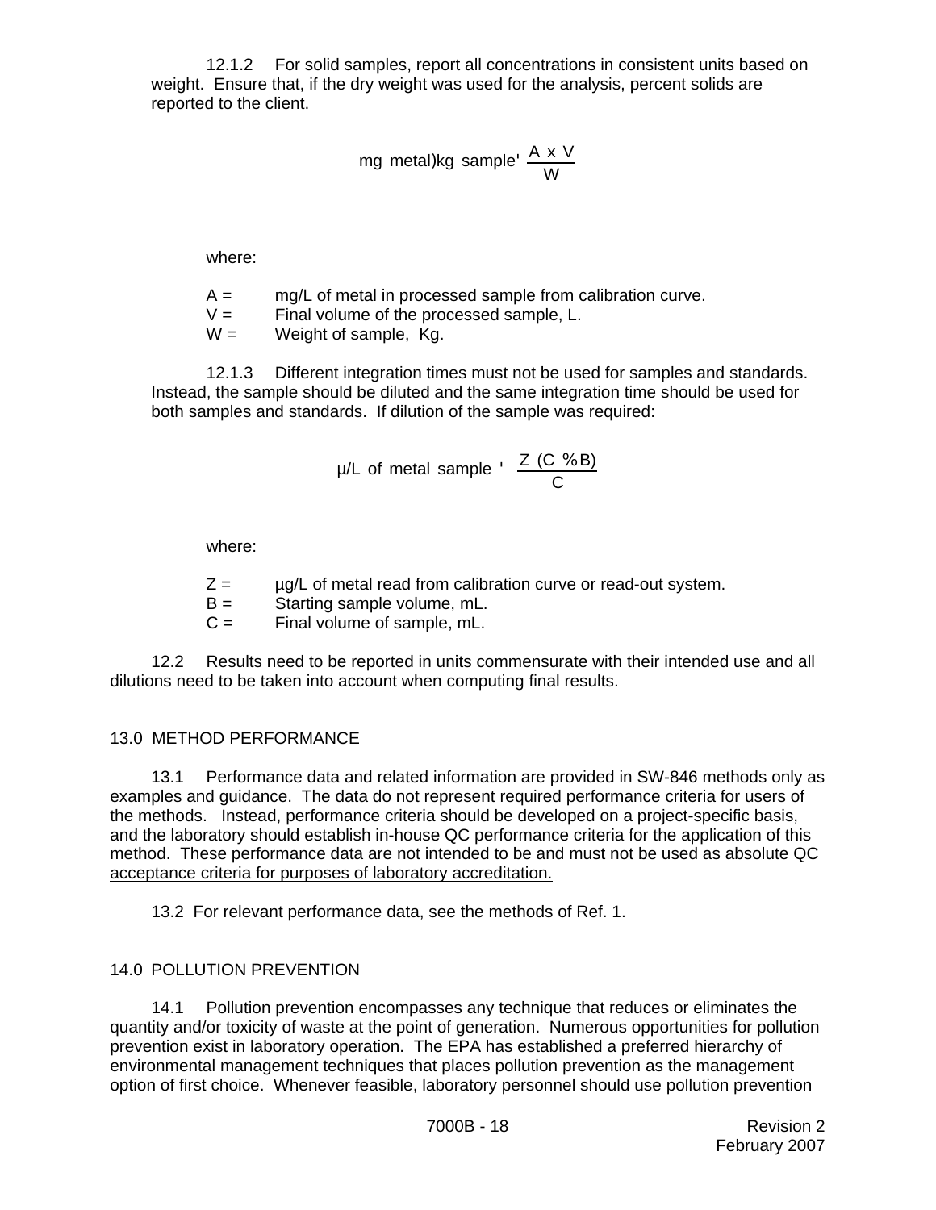12.1.2 For solid samples, report all concentrations in consistent units based on weight. Ensure that, if the dry weight was used for the analysis, percent solids are reported to the client.

$$\text{mg metal/kg sample} = \frac{A \times V}{W}$$

where:

A = mg/L of metal in processed sample from calibration curve.
V = Final volume of the processed sample, L.
W = Weight of sample, Kg.

12.1.3 Different integration times must not be used for samples and standards. Instead, the sample should be diluted and the same integration time should be used for both samples and standards. If dilution of the sample was required:

$$\mu\text{/L of metal sample} = \frac{Z\ (C + B)}{C}$$

where:

Z = µg/L of metal read from calibration curve or read-out system.
B = Starting sample volume, mL.
C = Final volume of sample, mL.

12.2 Results need to be reported in units commensurate with their intended use and all dilutions need to be taken into account when computing final results.

## 13.0 METHOD PERFORMANCE

13.1 Performance data and related information are provided in SW-846 methods only as examples and guidance. The data do not represent required performance criteria for users of the methods. Instead, performance criteria should be developed on a project-specific basis, and the laboratory should establish in-house QC performance criteria for the application of this method. These performance data are not intended to be and must not be used as absolute QC acceptance criteria for purposes of laboratory accreditation.

13.2 For relevant performance data, see the methods of Ref. 1.

## 14.0 POLLUTION PREVENTION

14.1 Pollution prevention encompasses any technique that reduces or eliminates the quantity and/or toxicity of waste at the point of generation. Numerous opportunities for pollution prevention exist in laboratory operation. The EPA has established a preferred hierarchy of environmental management techniques that places pollution prevention as the management option of first choice. Whenever feasible, laboratory personnel should use pollution prevention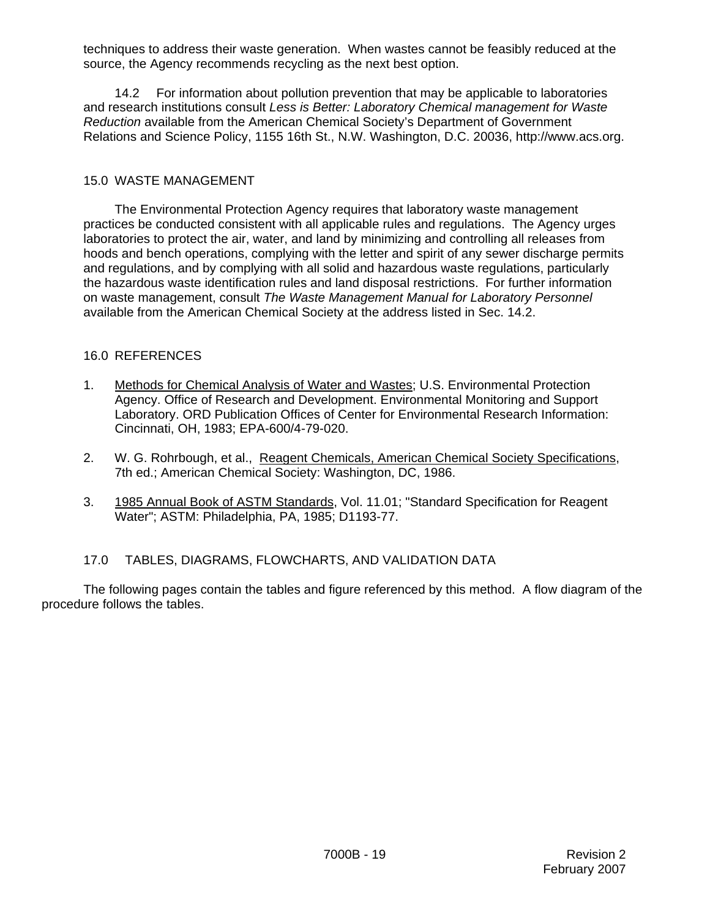techniques to address their waste generation. When wastes cannot be feasibly reduced at the source, the Agency recommends recycling as the next best option.

14.2 For information about pollution prevention that may be applicable to laboratories and research institutions consult *Less is Better: Laboratory Chemical management for Waste Reduction* available from the American Chemical Society's Department of Government Relations and Science Policy, 1155 16th St., N.W. Washington, D.C. 20036, http://www.acs.org.

## 15.0 WASTE MANAGEMENT

The Environmental Protection Agency requires that laboratory waste management practices be conducted consistent with all applicable rules and regulations. The Agency urges laboratories to protect the air, water, and land by minimizing and controlling all releases from hoods and bench operations, complying with the letter and spirit of any sewer discharge permits and regulations, and by complying with all solid and hazardous waste regulations, particularly the hazardous waste identification rules and land disposal restrictions. For further information on waste management, consult *The Waste Management Manual for Laboratory Personnel* available from the American Chemical Society at the address listed in Sec. 14.2.

## 16.0 REFERENCES

1. Methods for Chemical Analysis of Water and Wastes; U.S. Environmental Protection Agency. Office of Research and Development. Environmental Monitoring and Support Laboratory. ORD Publication Offices of Center for Environmental Research Information: Cincinnati, OH, 1983; EPA-600/4-79-020.

2. W. G. Rohrbough, et al., Reagent Chemicals, American Chemical Society Specifications, 7th ed.; American Chemical Society: Washington, DC, 1986.

3. 1985 Annual Book of ASTM Standards, Vol. 11.01; "Standard Specification for Reagent Water"; ASTM: Philadelphia, PA, 1985; D1193-77.

## 17.0 TABLES, DIAGRAMS, FLOWCHARTS, AND VALIDATION DATA

The following pages contain the tables and figure referenced by this method. A flow diagram of the procedure follows the tables.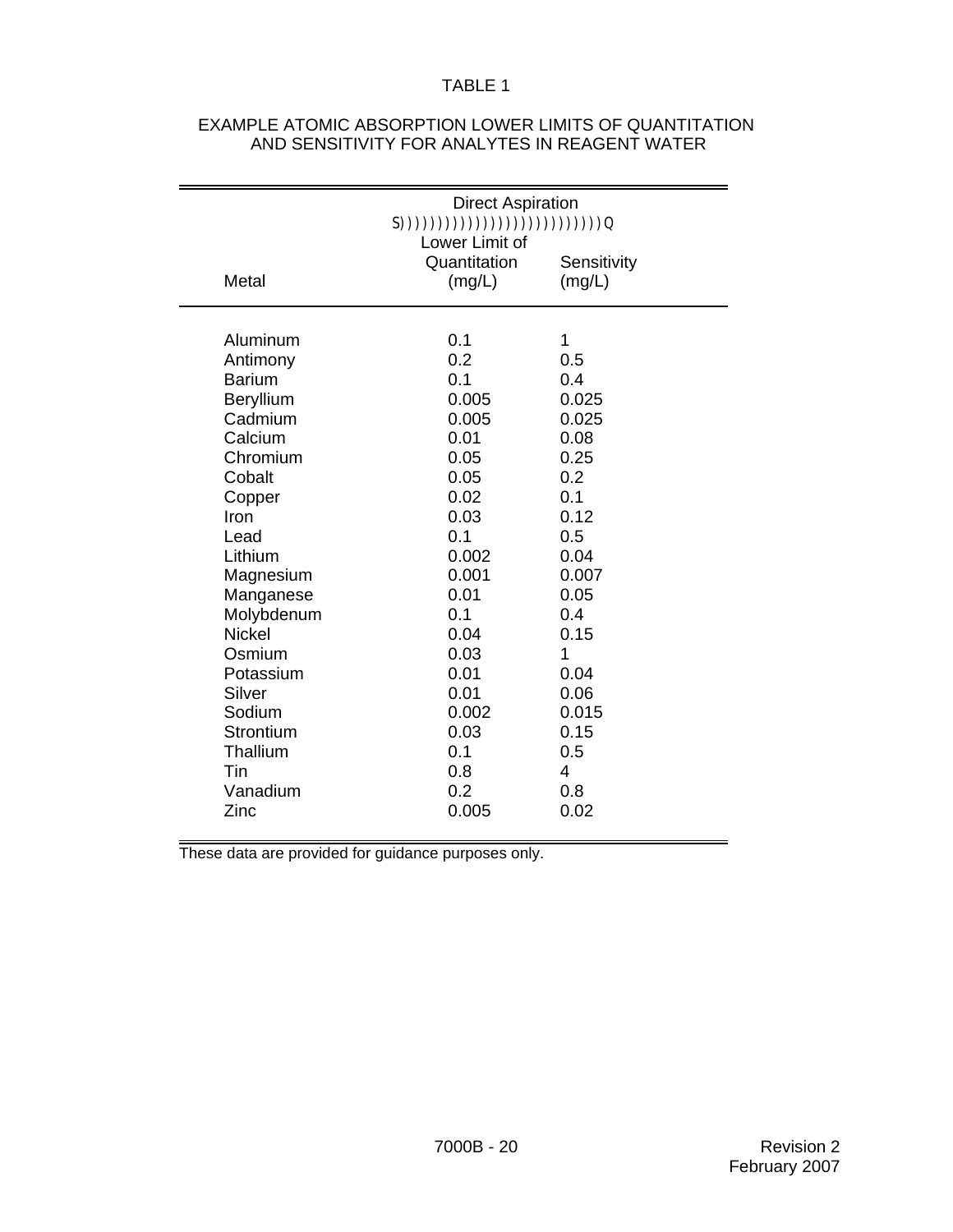TABLE 1

EXAMPLE ATOMIC ABSORPTION LOWER LIMITS OF QUANTITATION AND SENSITIVITY FOR ANALYTES IN REAGENT WATER

| Metal | Direct Aspiration | |
|---|---|---|
| | Lower Limit of Quantitation (mg/L) | Sensitivity (mg/L) |
| Aluminum | 0.1 | 1 |
| Antimony | 0.2 | 0.5 |
| Barium | 0.1 | 0.4 |
| Beryllium | 0.005 | 0.025 |
| Cadmium | 0.005 | 0.025 |
| Calcium | 0.01 | 0.08 |
| Chromium | 0.05 | 0.25 |
| Cobalt | 0.05 | 0.2 |
| Copper | 0.02 | 0.1 |
| Iron | 0.03 | 0.12 |
| Lead | 0.1 | 0.5 |
| Lithium | 0.002 | 0.04 |
| Magnesium | 0.001 | 0.007 |
| Manganese | 0.01 | 0.05 |
| Molybdenum | 0.1 | 0.4 |
| Nickel | 0.04 | 0.15 |
| Osmium | 0.03 | 1 |
| Potassium | 0.01 | 0.04 |
| Silver | 0.01 | 0.06 |
| Sodium | 0.002 | 0.015 |
| Strontium | 0.03 | 0.15 |
| Thallium | 0.1 | 0.5 |
| Tin | 0.8 | 4 |
| Vanadium | 0.2 | 0.8 |
| Zinc | 0.005 | 0.02 |

These data are provided for guidance purposes only.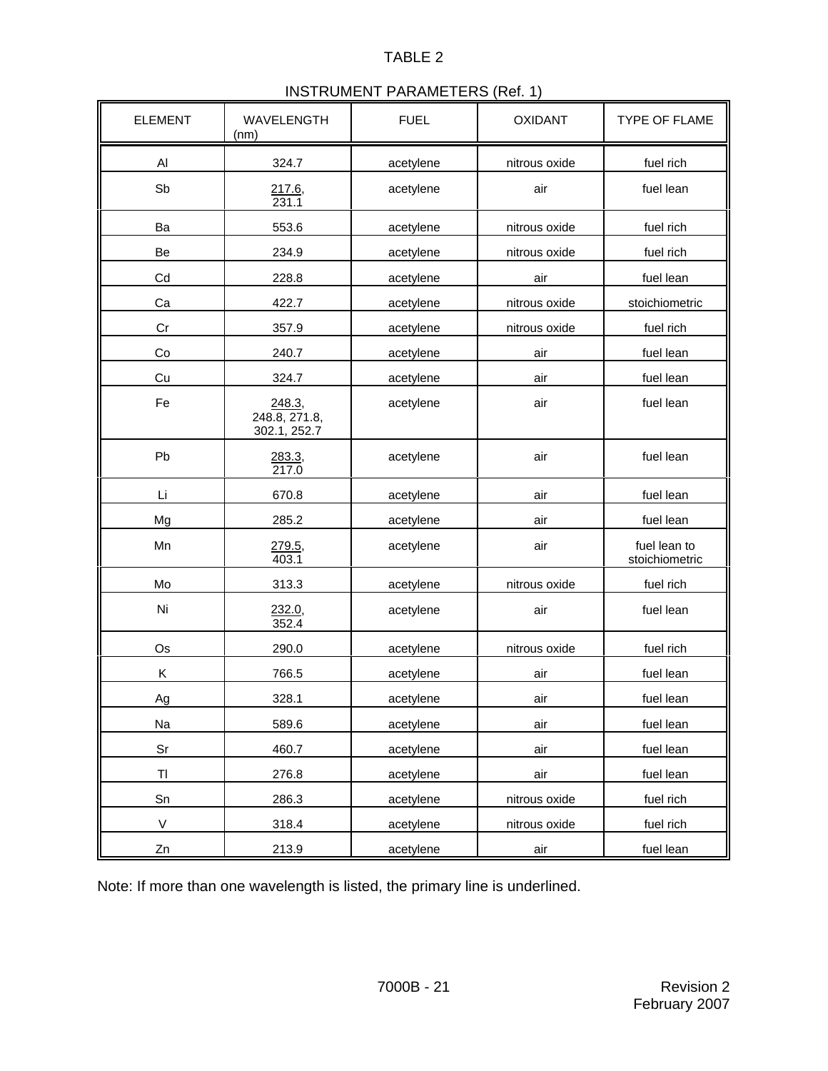TABLE 2

INSTRUMENT PARAMETERS (Ref. 1)

| ELEMENT | WAVELENGTH (nm) | FUEL | OXIDANT | TYPE OF FLAME |
|---|---|---|---|---|
| Al | 324.7 | acetylene | nitrous oxide | fuel rich |
| Sb | <u>217.6</u>, 231.1 | acetylene | air | fuel lean |
| Ba | 553.6 | acetylene | nitrous oxide | fuel rich |
| Be | 234.9 | acetylene | nitrous oxide | fuel rich |
| Cd | 228.8 | acetylene | air | fuel lean |
| Ca | 422.7 | acetylene | nitrous oxide | stoichiometric |
| Cr | 357.9 | acetylene | nitrous oxide | fuel rich |
| Co | 240.7 | acetylene | air | fuel lean |
| Cu | 324.7 | acetylene | air | fuel lean |
| Fe | <u>248.3</u>, 248.8, 271.8, 302.1, 252.7 | acetylene | air | fuel lean |
| Pb | <u>283.3</u>, 217.0 | acetylene | air | fuel lean |
| Li | 670.8 | acetylene | air | fuel lean |
| Mg | 285.2 | acetylene | air | fuel lean |
| Mn | <u>279.5</u>, 403.1 | acetylene | air | fuel lean to stoichiometric |
| Mo | 313.3 | acetylene | nitrous oxide | fuel rich |
| Ni | <u>232.0</u>, 352.4 | acetylene | air | fuel lean |
| Os | 290.0 | acetylene | nitrous oxide | fuel rich |
| K | 766.5 | acetylene | air | fuel lean |
| Ag | 328.1 | acetylene | air | fuel lean |
| Na | 589.6 | acetylene | air | fuel lean |
| Sr | 460.7 | acetylene | air | fuel lean |
| Tl | 276.8 | acetylene | air | fuel lean |
| Sn | 286.3 | acetylene | nitrous oxide | fuel rich |
| V | 318.4 | acetylene | nitrous oxide | fuel rich |
| Zn | 213.9 | acetylene | air | fuel lean |

Note: If more than one wavelength is listed, the primary line is underlined.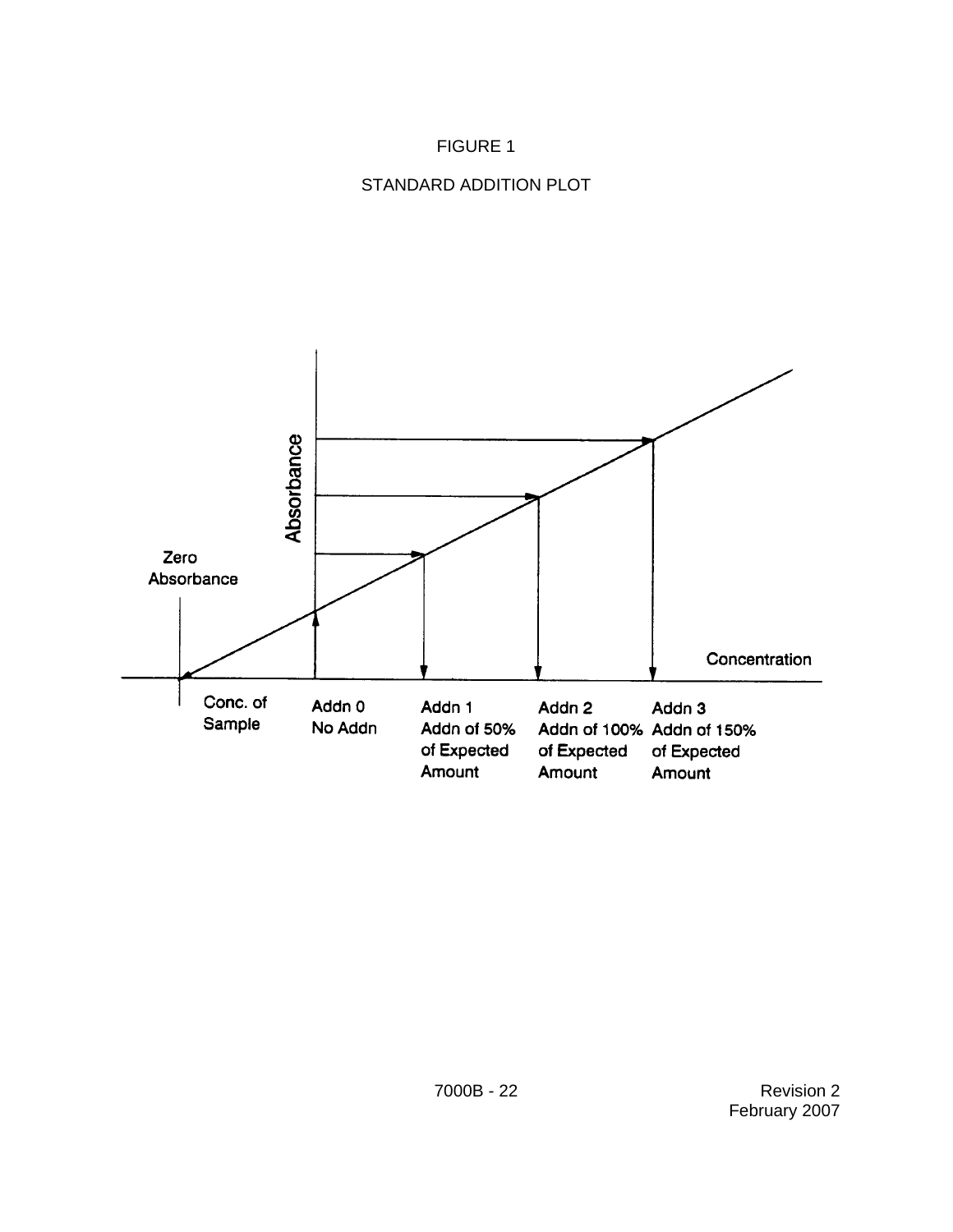FIGURE 1

STANDARD ADDITION PLOT

Absorbance

Zero Absorbance

Concentration

Conc. of Sample

Addn 0 No Addn

Addn 1 Addn of 50% of Expected Amount

Addn 2 Addn of 100% of Expected Amount

Addn 3 Addn of 150% of Expected Amount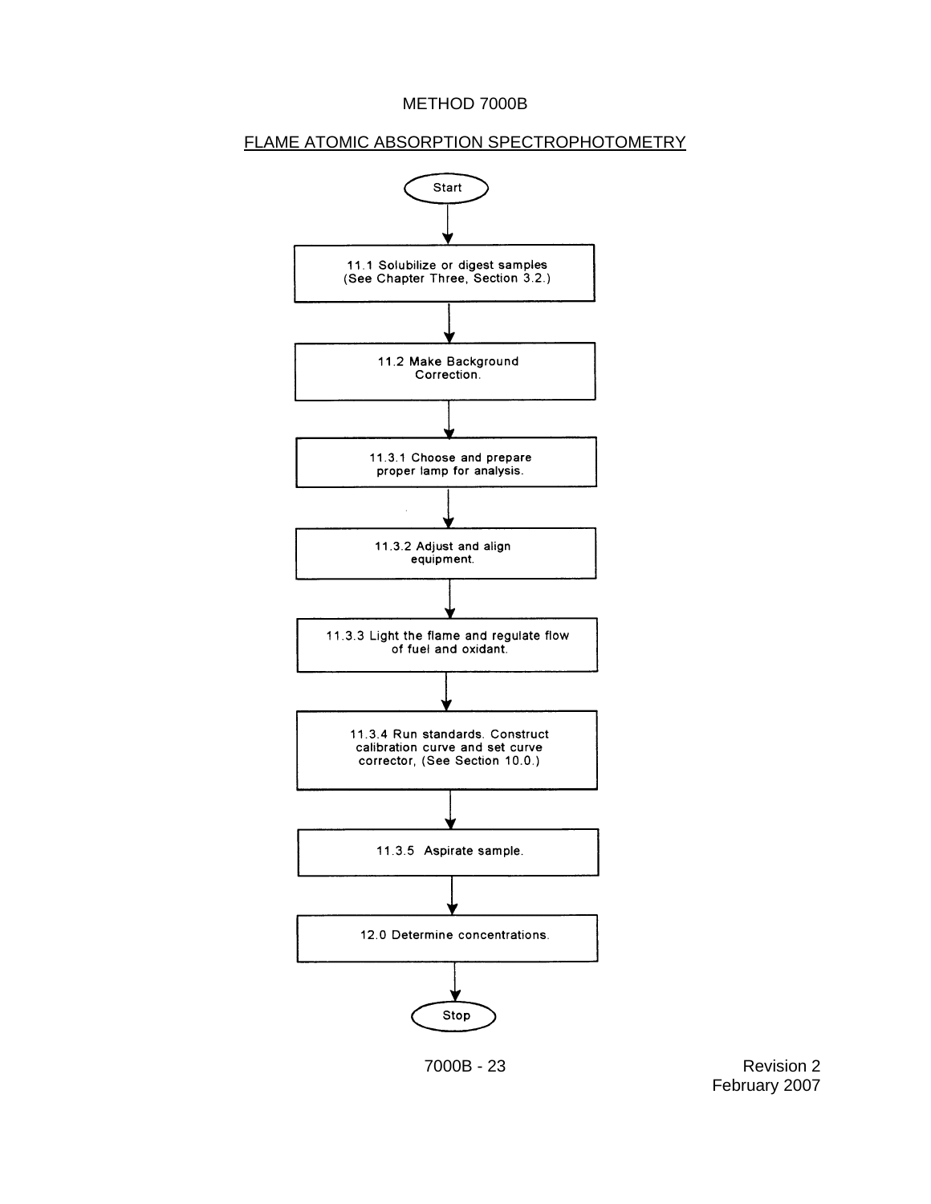METHOD 7000B

FLAME ATOMIC ABSORPTION SPECTROPHOTOMETRY

Start

11.1 Solubilize or digest samples (See Chapter Three, Section 3.2.)

11.2 Make Background Correction.

11.3.1 Choose and prepare proper lamp for analysis.

11.3.2 Adjust and align equipment.

11.3.3 Light the flame and regulate flow of fuel and oxidant.

11.3.4 Run standards. Construct calibration curve and set curve corrector, (See Section 10.0.)

11.3.5 Aspirate sample.

12.0 Determine concentrations.

Stop